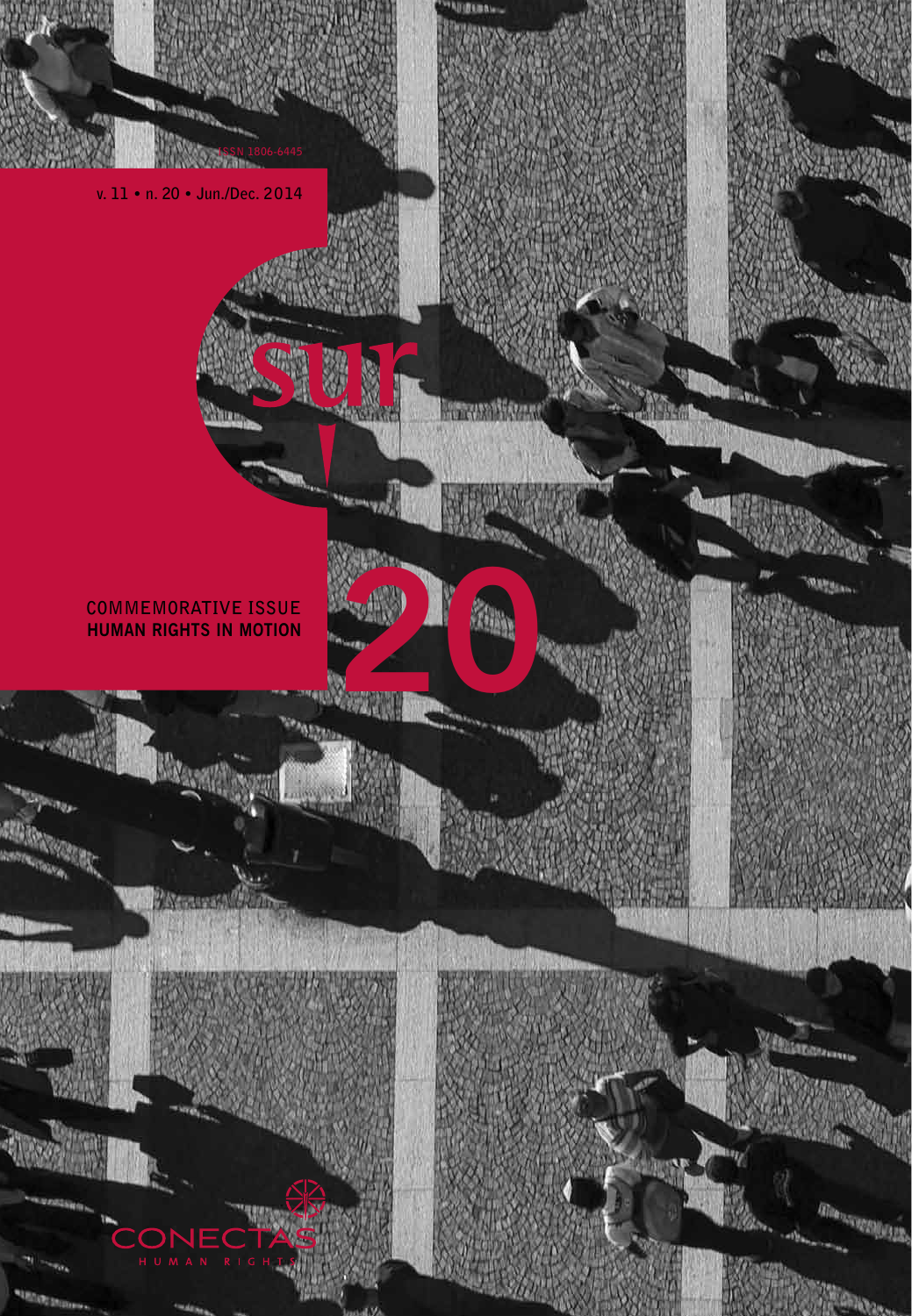ISSN 1806-6445

v. 11 • n. 20 • Jun./Dec. 2014

# sur

# 20

COMMEMORATIVE ISSUE

**HUMAN RIGHTS IN MOTION**

CONECTAS

HUMAN RIGHTS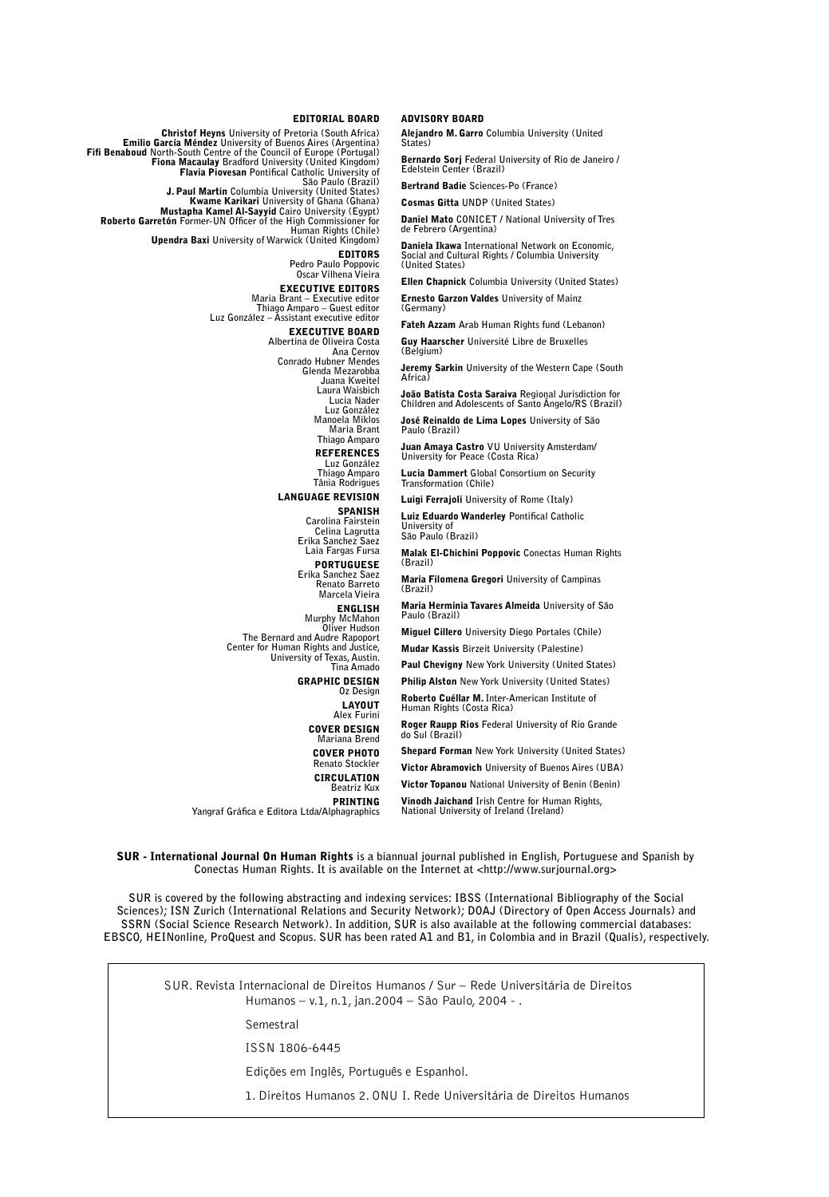## EDITORIAL BOARD

**Christof Heyns** University of Pretoria (South Africa)
**Emilio García Méndez** University of Buenos Aires (Argentina)
**Fifi Benaboud** North-South Centre of the Council of Europe (Portugal)
**Fiona Macaulay** Bradford University (United Kingdom)
**Flavia Piovesan** Pontifical Catholic University of São Paulo (Brazil)
**J. Paul Martin** Columbia University (United States)
**Kwame Karikari** University of Ghana (Ghana)
**Mustapha Kamel Al-Sayyid** Cairo University (Egypt)
**Roberto Garretón** Former-UN Officer of the High Commissioner for Human Rights (Chile)
**Upendra Baxi** University of Warwick (United Kingdom)

### EDITORS

Pedro Paulo Poppovic
Oscar Vilhena Vieira

### EXECUTIVE EDITORS

Maria Brant – Executive editor
Thiago Amparo – Guest editor
Luz González – Assistant executive editor

### EXECUTIVE BOARD

Albertina de Oliveira Costa
Ana Cernov
Conrado Hubner Mendes
Glenda Mezarobba
Juana Kweitel
Laura Waisbich
Lucia Nader
Luz González
Manoela Miklos
Maria Brant
Thiago Amparo

### REFERENCES

Luz González
Thiago Amparo
Tânia Rodrigues

### LANGUAGE REVISION

**SPANISH**
Carolina Fairstein
Celina Lagrutta
Erika Sanchez Saez
Laia Fargas Fursa

**PORTUGUESE**
Erika Sanchez Saez
Renato Barreto
Marcela Vieira

**ENGLISH**
Murphy McMahon
Oliver Hudson
The Bernard and Audre Rapoport Center for Human Rights and Justice, University of Texas, Austin.
Tina Amado

### GRAPHIC DESIGN

Oz Design

### LAYOUT

Alex Furini

### COVER DESIGN

Mariana Brend

### COVER PHOTO

Renato Stockler

### CIRCULATION

Beatriz Kux

### PRINTING

Yangraf Gráfica e Editora Ltda/Alphagraphics

## ADVISORY BOARD

**Alejandro M. Garro** Columbia University (United States)
**Bernardo Sorj** Federal University of Rio de Janeiro / Edelstein Center (Brazil)
**Bertrand Badie** Sciences-Po (France)
**Cosmas Gitta** UNDP (United States)
**Daniel Mato** CONICET / National University of Tres de Febrero (Argentina)
**Daniela Ikawa** International Network on Economic, Social and Cultural Rights / Columbia University (United States)
**Ellen Chapnick** Columbia University (United States)
**Ernesto Garzon Valdes** University of Mainz (Germany)
**Fateh Azzam** Arab Human Rights fund (Lebanon)
**Guy Haarscher** Université Libre de Bruxelles (Belgium)
**Jeremy Sarkin** University of the Western Cape (South Africa)
**João Batista Costa Saraiva** Regional Jurisdiction for Children and Adolescents of Santo Ângelo/RS (Brazil)
**José Reinaldo de Lima Lopes** University of São Paulo (Brazil)
**Juan Amaya Castro** VU University Amsterdam/ University for Peace (Costa Rica)
**Lucia Dammert** Global Consortium on Security Transformation (Chile)
**Luigi Ferrajoli** University of Rome (Italy)
**Luiz Eduardo Wanderley** Pontifical Catholic University of São Paulo (Brazil)
**Malak El-Chichini Poppovic** Conectas Human Rights (Brazil)
**Maria Filomena Gregori** University of Campinas (Brazil)
**Maria Hermínia Tavares Almeida** University of São Paulo (Brazil)
**Miguel Cillero** University Diego Portales (Chile)
**Mudar Kassis** Birzeit University (Palestine)
**Paul Chevigny** New York University (United States)
**Philip Alston** New York University (United States)
**Roberto Cuéllar M.** Inter-American Institute of Human Rights (Costa Rica)
**Roger Raupp Rios** Federal University of Rio Grande do Sul (Brazil)
**Shepard Forman** New York University (United States)
**Victor Abramovich** University of Buenos Aires (UBA)
**Victor Topanou** National University of Benin (Benin)
**Vinodh Jaichand** Irish Centre for Human Rights, National University of Ireland (Ireland)

**SUR - International Journal On Human Rights** is a biannual journal published in English, Portuguese and Spanish by Conectas Human Rights. It is available on the Internet at <http://www.surjournal.org>

SUR is covered by the following abstracting and indexing services: IBSS (International Bibliography of the Social Sciences); ISN Zurich (International Relations and Security Network); DOAJ (Directory of Open Access Journals) and SSRN (Social Science Research Network). In addition, SUR is also available at the following commercial databases: EBSCO, HEINonline, ProQuest and Scopus. SUR has been rated A1 and B1, in Colombia and in Brazil (Qualis), respectively.

SUR. Revista Internacional de Direitos Humanos / Sur – Rede Universitária de Direitos Humanos – v.1, n.1, jan.2004 – São Paulo, 2004 - .

Semestral

ISSN 1806-6445

Edições em Inglês, Português e Espanhol.

1. Direitos Humanos 2. ONU I. Rede Universitária de Direitos Humanos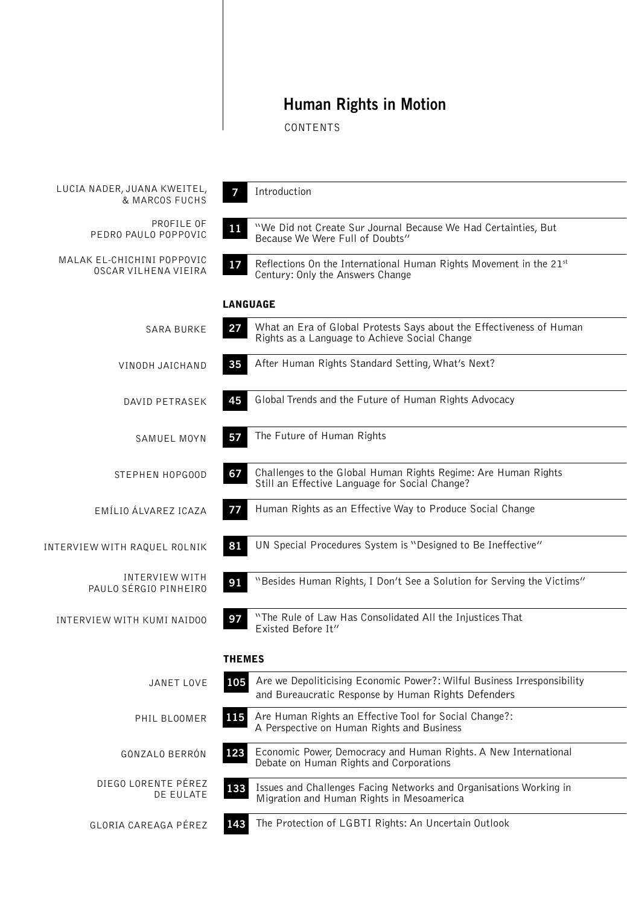# Human Rights in Motion

CONTENTS

| Author | Page | Title |
| --- | --- | --- |
| LUCIA NADER, JUANA KWEITEL, & MARCOS FUCHS | 7 | Introduction |
| PROFILE OF PEDRO PAULO POPPOVIC | 11 | "We Did not Create Sur Journal Because We Had Certainties, But Because We Were Full of Doubts" |
| MALAK EL-CHICHINI POPPOVIC OSCAR VILHENA VIEIRA | 17 | Reflections On the International Human Rights Movement in the 21st Century: Only the Answers Change |

## LANGUAGE

| Author | Page | Title |
| --- | --- | --- |
| SARA BURKE | 27 | What an Era of Global Protests Says about the Effectiveness of Human Rights as a Language to Achieve Social Change |
| VINODH JAICHAND | 35 | After Human Rights Standard Setting, What's Next? |
| DAVID PETRASEK | 45 | Global Trends and the Future of Human Rights Advocacy |
| SAMUEL MOYN | 57 | The Future of Human Rights |
| STEPHEN HOPGOOD | 67 | Challenges to the Global Human Rights Regime: Are Human Rights Still an Effective Language for Social Change? |
| EMÍLIO ÁLVAREZ ICAZA | 77 | Human Rights as an Effective Way to Produce Social Change |
| INTERVIEW WITH RAQUEL ROLNIK | 81 | UN Special Procedures System is "Designed to Be Ineffective" |
| INTERVIEW WITH PAULO SÉRGIO PINHEIRO | 91 | "Besides Human Rights, I Don't See a Solution for Serving the Victims" |
| INTERVIEW WITH KUMI NAIDOO | 97 | "The Rule of Law Has Consolidated All the Injustices That Existed Before It" |

## THEMES

| Author | Page | Title |
| --- | --- | --- |
| JANET LOVE | 105 | Are we Depoliticising Economic Power?: Wilful Business Irresponsibility and Bureaucratic Response by Human Rights Defenders |
| PHIL BLOOMER | 115 | Are Human Rights an Effective Tool for Social Change?: A Perspective on Human Rights and Business |
| GONZALO BERRÓN | 123 | Economic Power, Democracy and Human Rights. A New International Debate on Human Rights and Corporations |
| DIEGO LORENTE PÉREZ DE EULATE | 133 | Issues and Challenges Facing Networks and Organisations Working in Migration and Human Rights in Mesoamerica |
| GLORIA CAREAGA PÉREZ | 143 | The Protection of LGBTI Rights: An Uncertain Outlook |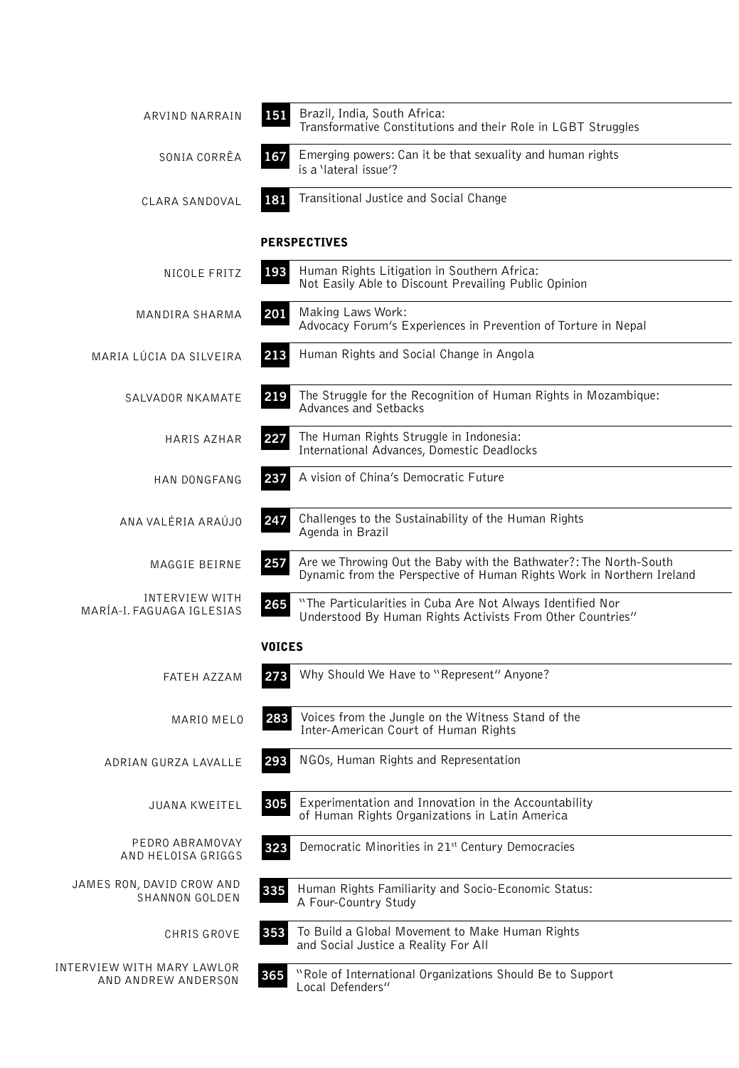ARVIND NARRAIN — **151** Brazil, India, South Africa: Transformative Constitutions and their Role in LGBT Struggles

SONIA CORRÊA — **167** Emerging powers: Can it be that sexuality and human rights is a 'lateral issue'?

CLARA SANDOVAL — **181** Transitional Justice and Social Change

## PERSPECTIVES

NICOLE FRITZ — **193** Human Rights Litigation in Southern Africa: Not Easily Able to Discount Prevailing Public Opinion

MANDIRA SHARMA — **201** Making Laws Work: Advocacy Forum's Experiences in Prevention of Torture in Nepal

MARIA LÚCIA DA SILVEIRA — **213** Human Rights and Social Change in Angola

SALVADOR NKAMATE — **219** The Struggle for the Recognition of Human Rights in Mozambique: Advances and Setbacks

HARIS AZHAR — **227** The Human Rights Struggle in Indonesia: International Advances, Domestic Deadlocks

HAN DONGFANG — **237** A vision of China's Democratic Future

ANA VALÉRIA ARAÚJO — **247** Challenges to the Sustainability of the Human Rights Agenda in Brazil

MAGGIE BEIRNE — **257** Are we Throwing Out the Baby with the Bathwater?: The North-South Dynamic from the Perspective of Human Rights Work in Northern Ireland

INTERVIEW WITH MARÍA-I. FAGUAGA IGLESIAS — **265** "The Particularities in Cuba Are Not Always Identified Nor Understood By Human Rights Activists From Other Countries"

## VOICES

FATEH AZZAM — **273** Why Should We Have to "Represent" Anyone?

MARIO MELO — **283** Voices from the Jungle on the Witness Stand of the Inter-American Court of Human Rights

ADRIAN GURZA LAVALLE — **293** NGOs, Human Rights and Representation

JUANA KWEITEL — **305** Experimentation and Innovation in the Accountability of Human Rights Organizations in Latin America

PEDRO ABRAMOVAY AND HELOISA GRIGGS — **323** Democratic Minorities in 21st Century Democracies

JAMES RON, DAVID CROW AND SHANNON GOLDEN — **335** Human Rights Familiarity and Socio-Economic Status: A Four-Country Study

CHRIS GROVE — **353** To Build a Global Movement to Make Human Rights and Social Justice a Reality For All

INTERVIEW WITH MARY LAWLOR AND ANDREW ANDERSON — **365** "Role of International Organizations Should Be to Support Local Defenders"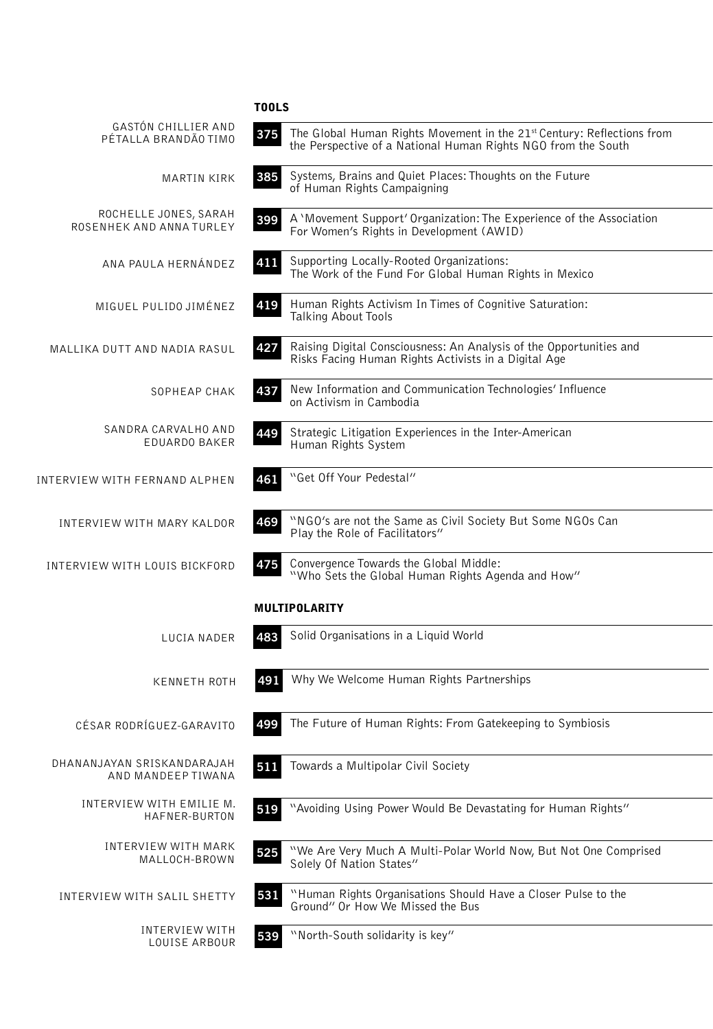## TOOLS

GASTÓN CHILLIER AND PÉTALLA BRANDÃO TIMO
**375** The Global Human Rights Movement in the 21st Century: Reflections from the Perspective of a National Human Rights NGO from the South

MARTIN KIRK
**385** Systems, Brains and Quiet Places: Thoughts on the Future of Human Rights Campaigning

ROCHELLE JONES, SARAH ROSENHEK AND ANNA TURLEY
**399** A 'Movement Support' Organization: The Experience of the Association For Women's Rights in Development (AWID)

ANA PAULA HERNÁNDEZ
**411** Supporting Locally-Rooted Organizations: The Work of the Fund For Global Human Rights in Mexico

MIGUEL PULIDO JIMÉNEZ
**419** Human Rights Activism In Times of Cognitive Saturation: Talking About Tools

MALLIKA DUTT AND NADIA RASUL
**427** Raising Digital Consciousness: An Analysis of the Opportunities and Risks Facing Human Rights Activists in a Digital Age

SOPHEAP CHAK
**437** New Information and Communication Technologies' Influence on Activism in Cambodia

SANDRA CARVALHO AND EDUARDO BAKER
**449** Strategic Litigation Experiences in the Inter-American Human Rights System

INTERVIEW WITH FERNAND ALPHEN
**461** "Get Off Your Pedestal"

INTERVIEW WITH MARY KALDOR
**469** "NGO's are not the Same as Civil Society But Some NGOs Can Play the Role of Facilitators"

INTERVIEW WITH LOUIS BICKFORD
**475** Convergence Towards the Global Middle: "Who Sets the Global Human Rights Agenda and How"

## MULTIPOLARITY

LUCIA NADER
**483** Solid Organisations in a Liquid World

KENNETH ROTH
**491** Why We Welcome Human Rights Partnerships

CÉSAR RODRÍGUEZ-GARAVITO
**499** The Future of Human Rights: From Gatekeeping to Symbiosis

DHANANJAYAN SRISKANDARAJAH AND MANDEEP TIWANA
**511** Towards a Multipolar Civil Society

INTERVIEW WITH EMILIE M. HAFNER-BURTON
**519** "Avoiding Using Power Would Be Devastating for Human Rights"

INTERVIEW WITH MARK MALLOCH-BROWN
**525** "We Are Very Much A Multi-Polar World Now, But Not One Comprised Solely Of Nation States"

INTERVIEW WITH SALIL SHETTY
**531** "Human Rights Organisations Should Have a Closer Pulse to the Ground" Or How We Missed the Bus

INTERVIEW WITH LOUISE ARBOUR
**539** "North-South solidarity is key"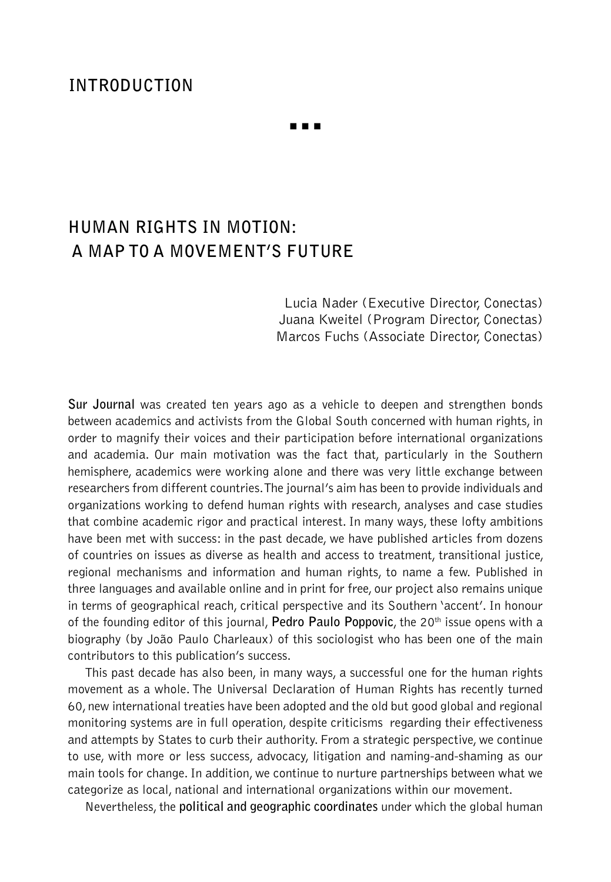## INTRODUCTION

■■■

# HUMAN RIGHTS IN MOTION: A MAP TO A MOVEMENT'S FUTURE

Lucia Nader (Executive Director, Conectas)
Juana Kweitel (Program Director, Conectas)
Marcos Fuchs (Associate Director, Conectas)

**Sur Journal** was created ten years ago as a vehicle to deepen and strengthen bonds between academics and activists from the Global South concerned with human rights, in order to magnify their voices and their participation before international organizations and academia. Our main motivation was the fact that, particularly in the Southern hemisphere, academics were working alone and there was very little exchange between researchers from different countries. The journal's aim has been to provide individuals and organizations working to defend human rights with research, analyses and case studies that combine academic rigor and practical interest. In many ways, these lofty ambitions have been met with success: in the past decade, we have published articles from dozens of countries on issues as diverse as health and access to treatment, transitional justice, regional mechanisms and information and human rights, to name a few. Published in three languages and available online and in print for free, our project also remains unique in terms of geographical reach, critical perspective and its Southern 'accent'. In honour of the founding editor of this journal, **Pedro Paulo Poppovic**, the 20th issue opens with a biography (by João Paulo Charleaux) of this sociologist who has been one of the main contributors to this publication's success.

This past decade has also been, in many ways, a successful one for the human rights movement as a whole. The Universal Declaration of Human Rights has recently turned 60, new international treaties have been adopted and the old but good global and regional monitoring systems are in full operation, despite criticisms regarding their effectiveness and attempts by States to curb their authority. From a strategic perspective, we continue to use, with more or less success, advocacy, litigation and naming-and-shaming as our main tools for change. In addition, we continue to nurture partnerships between what we categorize as local, national and international organizations within our movement.

Nevertheless, the **political and geographic coordinates** under which the global human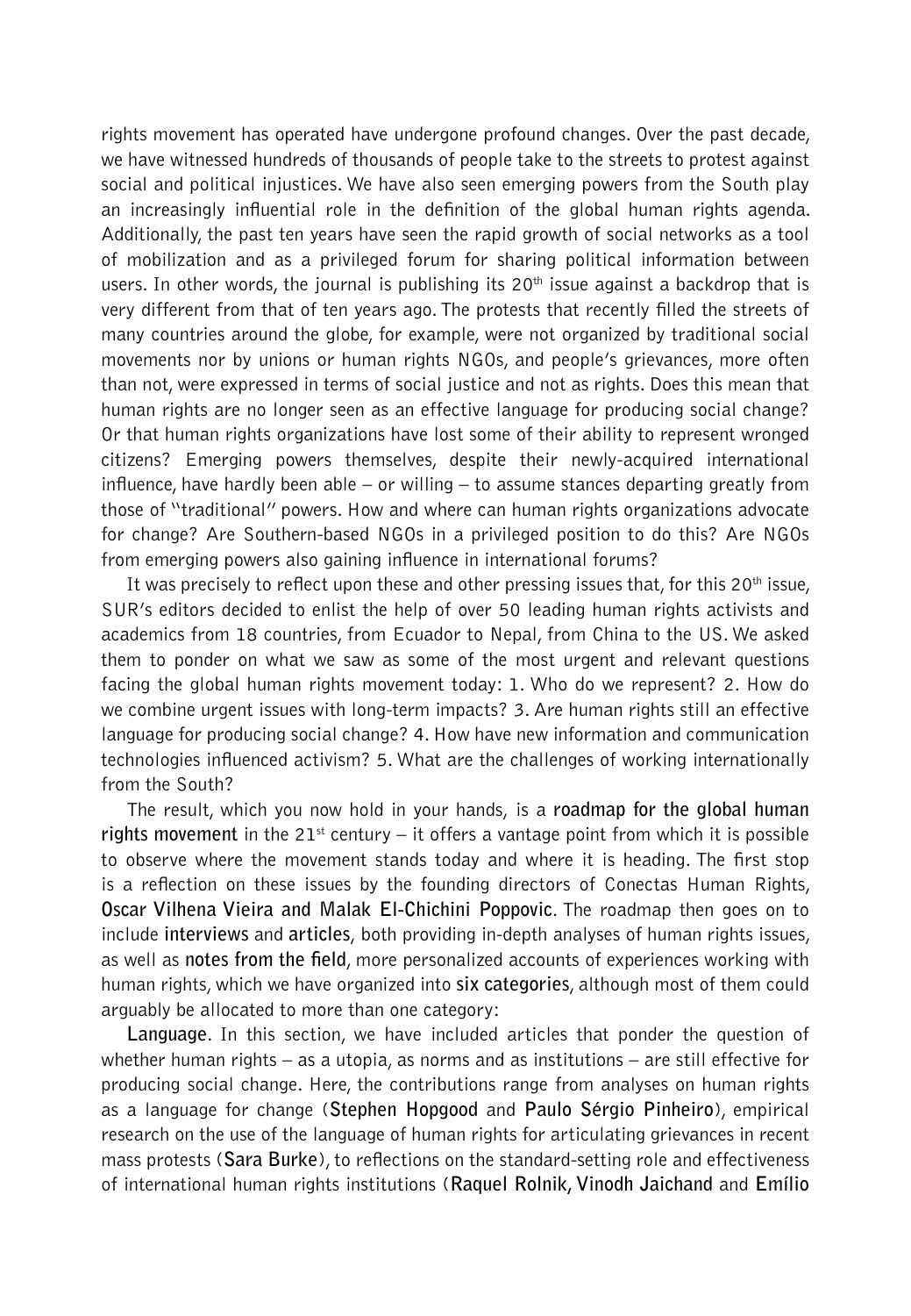rights movement has operated have undergone profound changes. Over the past decade, we have witnessed hundreds of thousands of people take to the streets to protest against social and political injustices. We have also seen emerging powers from the South play an increasingly influential role in the definition of the global human rights agenda. Additionally, the past ten years have seen the rapid growth of social networks as a tool of mobilization and as a privileged forum for sharing political information between users. In other words, the journal is publishing its 20th issue against a backdrop that is very different from that of ten years ago. The protests that recently filled the streets of many countries around the globe, for example, were not organized by traditional social movements nor by unions or human rights NGOs, and people's grievances, more often than not, were expressed in terms of social justice and not as rights. Does this mean that human rights are no longer seen as an effective language for producing social change? Or that human rights organizations have lost some of their ability to represent wronged citizens? Emerging powers themselves, despite their newly-acquired international influence, have hardly been able – or willing – to assume stances departing greatly from those of "traditional" powers. How and where can human rights organizations advocate for change? Are Southern-based NGOs in a privileged position to do this? Are NGOs from emerging powers also gaining influence in international forums?

It was precisely to reflect upon these and other pressing issues that, for this 20th issue, SUR's editors decided to enlist the help of over 50 leading human rights activists and academics from 18 countries, from Ecuador to Nepal, from China to the US. We asked them to ponder on what we saw as some of the most urgent and relevant questions facing the global human rights movement today: 1. Who do we represent? 2. How do we combine urgent issues with long-term impacts? 3. Are human rights still an effective language for producing social change? 4. How have new information and communication technologies influenced activism? 5. What are the challenges of working internationally from the South?

The result, which you now hold in your hands, is a **roadmap for the global human rights movement** in the 21st century – it offers a vantage point from which it is possible to observe where the movement stands today and where it is heading. The first stop is a reflection on these issues by the founding directors of Conectas Human Rights, **Oscar Vilhena Vieira and Malak El-Chichini Poppovic**. The roadmap then goes on to include **interviews** and **articles**, both providing in-depth analyses of human rights issues, as well as **notes from the field**, more personalized accounts of experiences working with human rights, which we have organized into **six categories**, although most of them could arguably be allocated to more than one category:

**Language**. In this section, we have included articles that ponder the question of whether human rights – as a utopia, as norms and as institutions – are still effective for producing social change. Here, the contributions range from analyses on human rights as a language for change (**Stephen Hopgood** and **Paulo Sérgio Pinheiro**), empirical research on the use of the language of human rights for articulating grievances in recent mass protests (**Sara Burke**), to reflections on the standard-setting role and effectiveness of international human rights institutions (**Raquel Rolnik, Vinodh Jaichand** and **Emílio**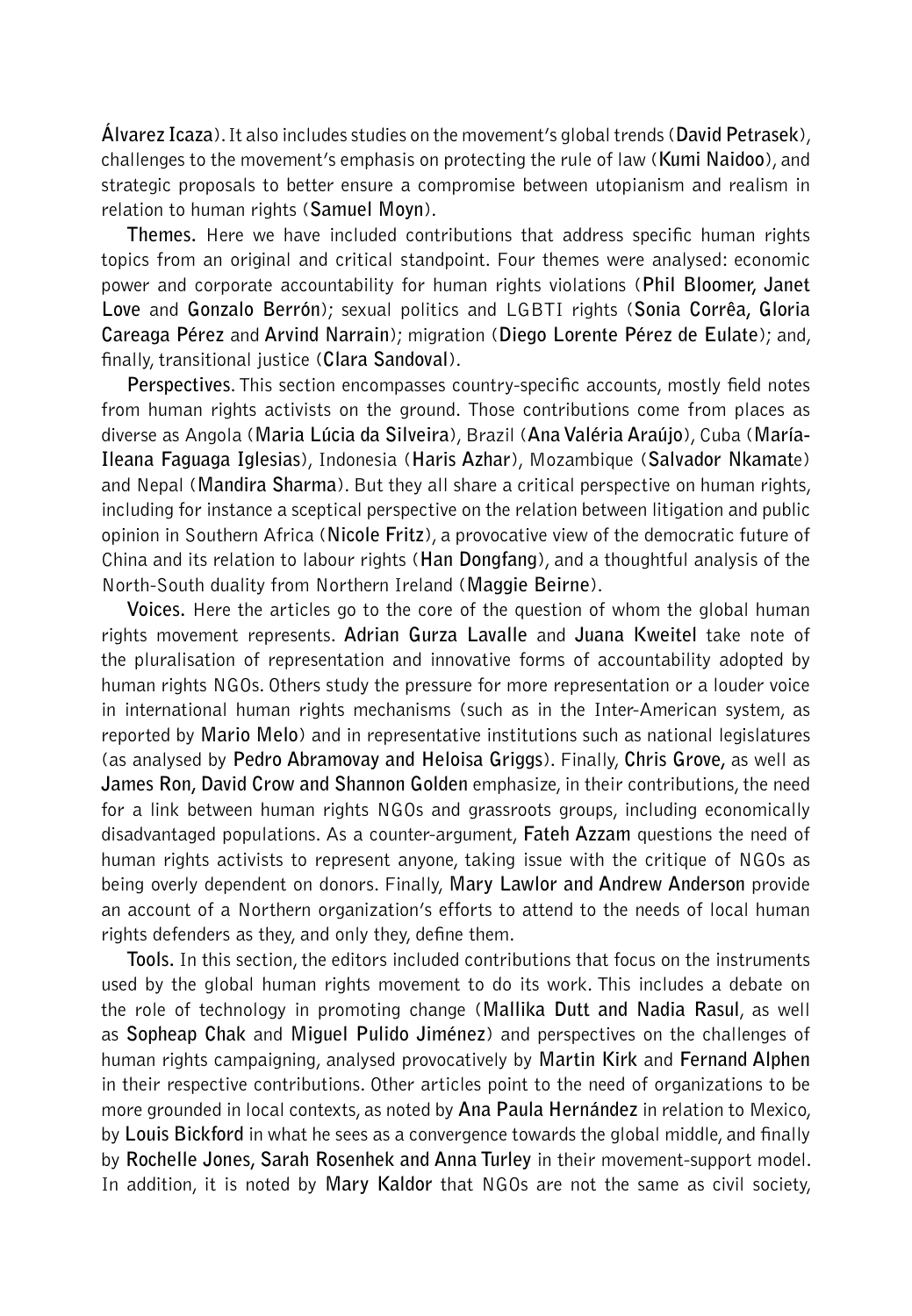**Álvarez Icaza**). It also includes studies on the movement's global trends (**David Petrasek**), challenges to the movement's emphasis on protecting the rule of law (**Kumi Naidoo**), and strategic proposals to better ensure a compromise between utopianism and realism in relation to human rights (**Samuel Moyn**).

**Themes.** Here we have included contributions that address specific human rights topics from an original and critical standpoint. Four themes were analysed: economic power and corporate accountability for human rights violations (**Phil Bloomer, Janet Love** and **Gonzalo Berrón**); sexual politics and LGBTI rights (**Sonia Corrêa, Gloria Careaga Pérez** and **Arvind Narrain**); migration (**Diego Lorente Pérez de Eulate**); and, finally, transitional justice (**Clara Sandoval**).

**Perspectives.** This section encompasses country-specific accounts, mostly field notes from human rights activists on the ground. Those contributions come from places as diverse as Angola (**Maria Lúcia da Silveira**), Brazil (**Ana Valéria Araújo**), Cuba (**María-Ileana Faguaga Iglesias**), Indonesia (**Haris Azhar**), Mozambique (**Salvador Nkamate**) and Nepal (**Mandira Sharma**). But they all share a critical perspective on human rights, including for instance a sceptical perspective on the relation between litigation and public opinion in Southern Africa (**Nicole Fritz**), a provocative view of the democratic future of China and its relation to labour rights (**Han Dongfang**), and a thoughtful analysis of the North-South duality from Northern Ireland (**Maggie Beirne**).

**Voices.** Here the articles go to the core of the question of whom the global human rights movement represents. **Adrian Gurza Lavalle** and **Juana Kweitel** take note of the pluralisation of representation and innovative forms of accountability adopted by human rights NGOs. Others study the pressure for more representation or a louder voice in international human rights mechanisms (such as in the Inter-American system, as reported by **Mario Melo**) and in representative institutions such as national legislatures (as analysed by **Pedro Abramovay and Heloisa Griggs**). Finally, **Chris Grove,** as well as **James Ron, David Crow and Shannon Golden** emphasize, in their contributions, the need for a link between human rights NGOs and grassroots groups, including economically disadvantaged populations. As a counter-argument, **Fateh Azzam** questions the need of human rights activists to represent anyone, taking issue with the critique of NGOs as being overly dependent on donors. Finally, **Mary Lawlor and Andrew Anderson** provide an account of a Northern organization's efforts to attend to the needs of local human rights defenders as they, and only they, define them.

**Tools.** In this section, the editors included contributions that focus on the instruments used by the global human rights movement to do its work. This includes a debate on the role of technology in promoting change (**Mallika Dutt and Nadia Rasul**, as well as **Sopheap Chak** and **Miguel Pulido Jiménez**) and perspectives on the challenges of human rights campaigning, analysed provocatively by **Martin Kirk** and **Fernand Alphen** in their respective contributions. Other articles point to the need of organizations to be more grounded in local contexts, as noted by **Ana Paula Hernández** in relation to Mexico, by **Louis Bickford** in what he sees as a convergence towards the global middle, and finally by **Rochelle Jones, Sarah Rosenhek and Anna Turley** in their movement-support model. In addition, it is noted by **Mary Kaldor** that NGOs are not the same as civil society,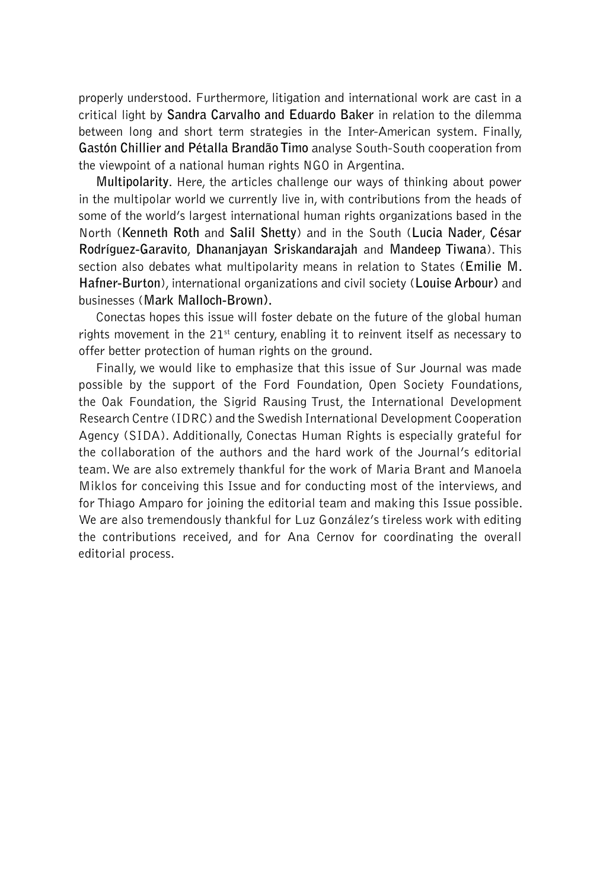properly understood. Furthermore, litigation and international work are cast in a critical light by **Sandra Carvalho and Eduardo Baker** in relation to the dilemma between long and short term strategies in the Inter-American system. Finally, **Gastón Chillier and Pétalla Brandão Timo** analyse South-South cooperation from the viewpoint of a national human rights NGO in Argentina.

**Multipolarity**. Here, the articles challenge our ways of thinking about power in the multipolar world we currently live in, with contributions from the heads of some of the world's largest international human rights organizations based in the North (**Kenneth Roth** and **Salil Shetty**) and in the South (**Lucia Nader**, **César Rodríguez-Garavito**, **Dhananjayan Sriskandarajah** and **Mandeep Tiwana**). This section also debates what multipolarity means in relation to States (**Emilie M. Hafner-Burton**), international organizations and civil society (**Louise Arbour)** and businesses (**Mark Malloch-Brown).**

Conectas hopes this issue will foster debate on the future of the global human rights movement in the 21st century, enabling it to reinvent itself as necessary to offer better protection of human rights on the ground.

Finally, we would like to emphasize that this issue of Sur Journal was made possible by the support of the Ford Foundation, Open Society Foundations, the Oak Foundation, the Sigrid Rausing Trust, the International Development Research Centre (IDRC) and the Swedish International Development Cooperation Agency (SIDA). Additionally, Conectas Human Rights is especially grateful for the collaboration of the authors and the hard work of the Journal's editorial team. We are also extremely thankful for the work of Maria Brant and Manoela Miklos for conceiving this Issue and for conducting most of the interviews, and for Thiago Amparo for joining the editorial team and making this Issue possible. We are also tremendously thankful for Luz González's tireless work with editing the contributions received, and for Ana Cernov for coordinating the overall editorial process.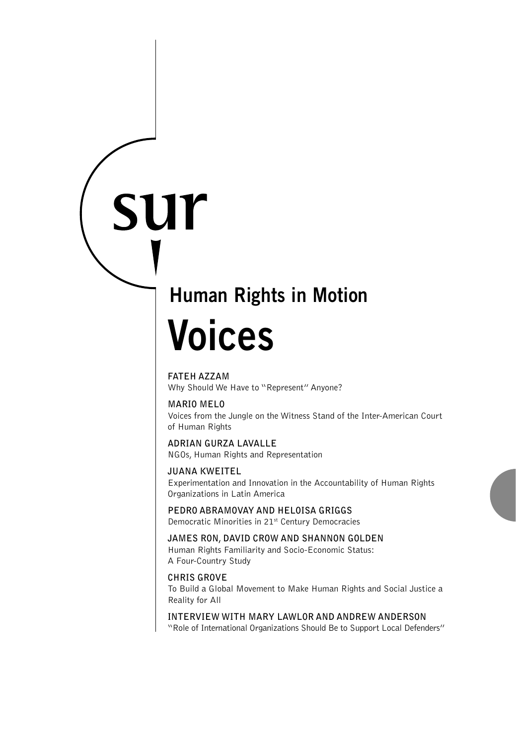sur

## Human Rights in Motion

# Voices

**FATEH AZZAM**
Why Should We Have to "Represent" Anyone?

**MARIO MELO**
Voices from the Jungle on the Witness Stand of the Inter-American Court of Human Rights

**ADRIAN GURZA LAVALLE**
NGOs, Human Rights and Representation

**JUANA KWEITEL**
Experimentation and Innovation in the Accountability of Human Rights Organizations in Latin America

**PEDRO ABRAMOVAY AND HELOISA GRIGGS**
Democratic Minorities in 21st Century Democracies

**JAMES RON, DAVID CROW AND SHANNON GOLDEN**
Human Rights Familiarity and Socio-Economic Status: A Four-Country Study

**CHRIS GROVE**
To Build a Global Movement to Make Human Rights and Social Justice a Reality for All

**INTERVIEW WITH MARY LAWLOR AND ANDREW ANDERSON**
"Role of International Organizations Should Be to Support Local Defenders"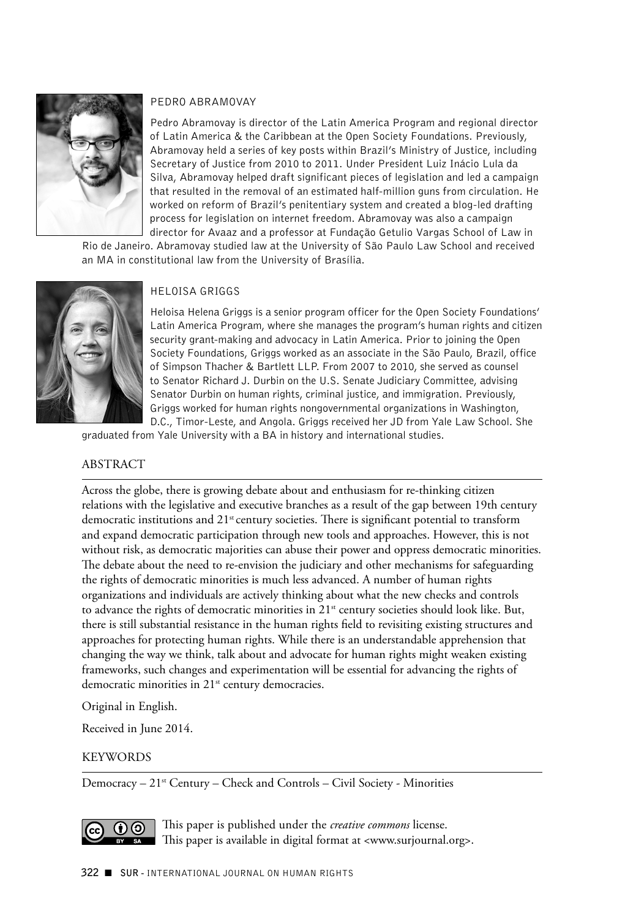### PEDRO ABRAMOVAY

Pedro Abramovay is director of the Latin America Program and regional director of Latin America & the Caribbean at the Open Society Foundations. Previously, Abramovay held a series of key posts within Brazil's Ministry of Justice, including Secretary of Justice from 2010 to 2011. Under President Luiz Inácio Lula da Silva, Abramovay helped draft significant pieces of legislation and led a campaign that resulted in the removal of an estimated half-million guns from circulation. He worked on reform of Brazil's penitentiary system and created a blog-led drafting process for legislation on internet freedom. Abramovay was also a campaign director for Avaaz and a professor at Fundação Getulio Vargas School of Law in Rio de Janeiro. Abramovay studied law at the University of São Paulo Law School and received an MA in constitutional law from the University of Brasília.

### HELOISA GRIGGS

Heloisa Helena Griggs is a senior program officer for the Open Society Foundations' Latin America Program, where she manages the program's human rights and citizen security grant-making and advocacy in Latin America. Prior to joining the Open Society Foundations, Griggs worked as an associate in the São Paulo, Brazil, office of Simpson Thacher & Bartlett LLP. From 2007 to 2010, she served as counsel to Senator Richard J. Durbin on the U.S. Senate Judiciary Committee, advising Senator Durbin on human rights, criminal justice, and immigration. Previously, Griggs worked for human rights nongovernmental organizations in Washington, D.C., Timor-Leste, and Angola. Griggs received her JD from Yale Law School. She graduated from Yale University with a BA in history and international studies.

## ABSTRACT

Across the globe, there is growing debate about and enthusiasm for re-thinking citizen relations with the legislative and executive branches as a result of the gap between 19th century democratic institutions and 21st century societies. There is significant potential to transform and expand democratic participation through new tools and approaches. However, this is not without risk, as democratic majorities can abuse their power and oppress democratic minorities. The debate about the need to re-envision the judiciary and other mechanisms for safeguarding the rights of democratic minorities is much less advanced. A number of human rights organizations and individuals are actively thinking about what the new checks and controls to advance the rights of democratic minorities in 21st century societies should look like. But, there is still substantial resistance in the human rights field to revisiting existing structures and approaches for protecting human rights. While there is an understandable apprehension that changing the way we think, talk about and advocate for human rights might weaken existing frameworks, such changes and experimentation will be essential for advancing the rights of democratic minorities in 21st century democracies.

Original in English.

Received in June 2014.

## KEYWORDS

Democracy – 21st Century – Check and Controls – Civil Society - Minorities

This paper is published under the *creative commons* license.
This paper is available in digital format at <www.surjournal.org>.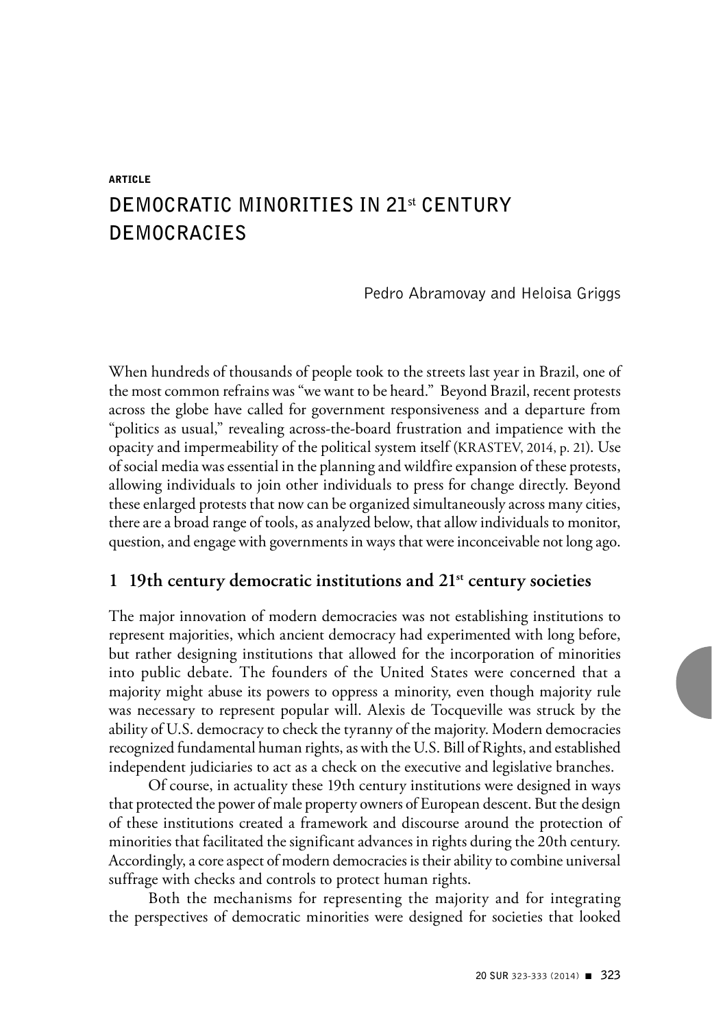**ARTICLE**

# DEMOCRATIC MINORITIES IN 21st CENTURY DEMOCRACIES

Pedro Abramovay and Heloisa Griggs

When hundreds of thousands of people took to the streets last year in Brazil, one of the most common refrains was "we want to be heard." Beyond Brazil, recent protests across the globe have called for government responsiveness and a departure from "politics as usual," revealing across-the-board frustration and impatience with the opacity and impermeability of the political system itself (KRASTEV, 2014, p. 21). Use of social media was essential in the planning and wildfire expansion of these protests, allowing individuals to join other individuals to press for change directly. Beyond these enlarged protests that now can be organized simultaneously across many cities, there are a broad range of tools, as analyzed below, that allow individuals to monitor, question, and engage with governments in ways that were inconceivable not long ago.

## 1 19th century democratic institutions and 21st century societies

The major innovation of modern democracies was not establishing institutions to represent majorities, which ancient democracy had experimented with long before, but rather designing institutions that allowed for the incorporation of minorities into public debate. The founders of the United States were concerned that a majority might abuse its powers to oppress a minority, even though majority rule was necessary to represent popular will. Alexis de Tocqueville was struck by the ability of U.S. democracy to check the tyranny of the majority. Modern democracies recognized fundamental human rights, as with the U.S. Bill of Rights, and established independent judiciaries to act as a check on the executive and legislative branches.

Of course, in actuality these 19th century institutions were designed in ways that protected the power of male property owners of European descent. But the design of these institutions created a framework and discourse around the protection of minorities that facilitated the significant advances in rights during the 20th century. Accordingly, a core aspect of modern democracies is their ability to combine universal suffrage with checks and controls to protect human rights.

Both the mechanisms for representing the majority and for integrating the perspectives of democratic minorities were designed for societies that looked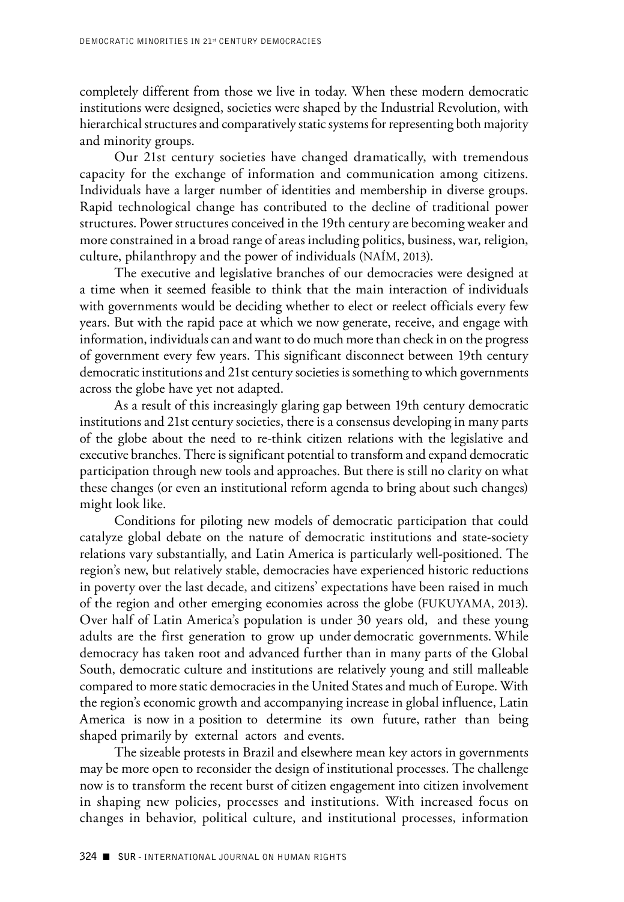completely different from those we live in today. When these modern democratic institutions were designed, societies were shaped by the Industrial Revolution, with hierarchical structures and comparatively static systems for representing both majority and minority groups.

Our 21st century societies have changed dramatically, with tremendous capacity for the exchange of information and communication among citizens. Individuals have a larger number of identities and membership in diverse groups. Rapid technological change has contributed to the decline of traditional power structures. Power structures conceived in the 19th century are becoming weaker and more constrained in a broad range of areas including politics, business, war, religion, culture, philanthropy and the power of individuals (NAÍM, 2013).

The executive and legislative branches of our democracies were designed at a time when it seemed feasible to think that the main interaction of individuals with governments would be deciding whether to elect or reelect officials every few years. But with the rapid pace at which we now generate, receive, and engage with information, individuals can and want to do much more than check in on the progress of government every few years. This significant disconnect between 19th century democratic institutions and 21st century societies is something to which governments across the globe have yet not adapted.

As a result of this increasingly glaring gap between 19th century democratic institutions and 21st century societies, there is a consensus developing in many parts of the globe about the need to re-think citizen relations with the legislative and executive branches. There is significant potential to transform and expand democratic participation through new tools and approaches. But there is still no clarity on what these changes (or even an institutional reform agenda to bring about such changes) might look like.

Conditions for piloting new models of democratic participation that could catalyze global debate on the nature of democratic institutions and state-society relations vary substantially, and Latin America is particularly well-positioned. The region's new, but relatively stable, democracies have experienced historic reductions in poverty over the last decade, and citizens' expectations have been raised in much of the region and other emerging economies across the globe (FUKUYAMA, 2013). Over half of Latin America's population is under 30 years old, and these young adults are the first generation to grow up under democratic governments. While democracy has taken root and advanced further than in many parts of the Global South, democratic culture and institutions are relatively young and still malleable compared to more static democracies in the United States and much of Europe. With the region's economic growth and accompanying increase in global influence, Latin America is now in a position to determine its own future, rather than being shaped primarily by external actors and events.

The sizeable protests in Brazil and elsewhere mean key actors in governments may be more open to reconsider the design of institutional processes. The challenge now is to transform the recent burst of citizen engagement into citizen involvement in shaping new policies, processes and institutions. With increased focus on changes in behavior, political culture, and institutional processes, information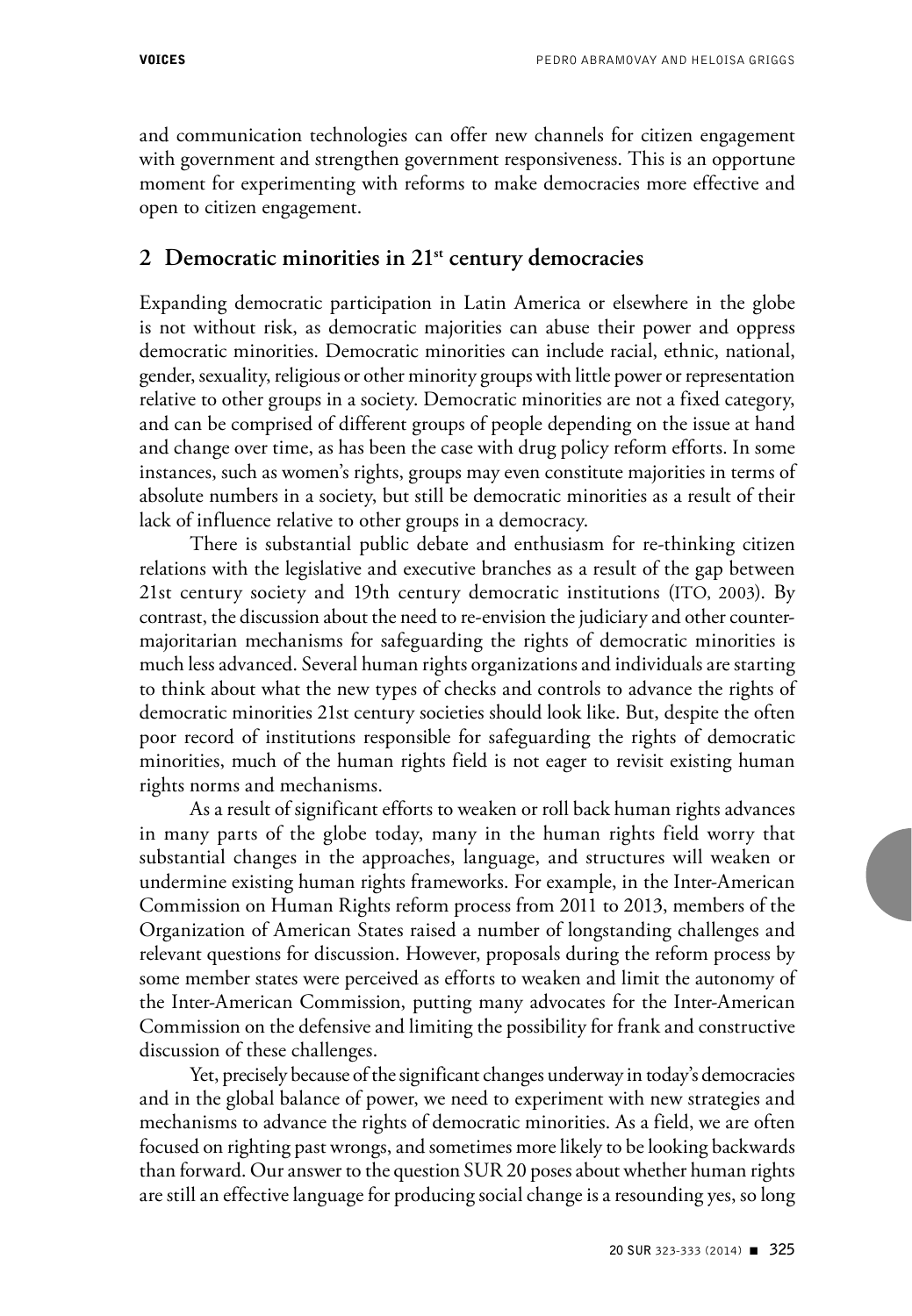and communication technologies can offer new channels for citizen engagement with government and strengthen government responsiveness. This is an opportune moment for experimenting with reforms to make democracies more effective and open to citizen engagement.

## 2 Democratic minorities in 21st century democracies

Expanding democratic participation in Latin America or elsewhere in the globe is not without risk, as democratic majorities can abuse their power and oppress democratic minorities. Democratic minorities can include racial, ethnic, national, gender, sexuality, religious or other minority groups with little power or representation relative to other groups in a society. Democratic minorities are not a fixed category, and can be comprised of different groups of people depending on the issue at hand and change over time, as has been the case with drug policy reform efforts. In some instances, such as women's rights, groups may even constitute majorities in terms of absolute numbers in a society, but still be democratic minorities as a result of their lack of influence relative to other groups in a democracy.

There is substantial public debate and enthusiasm for re-thinking citizen relations with the legislative and executive branches as a result of the gap between 21st century society and 19th century democratic institutions (ITO, 2003). By contrast, the discussion about the need to re-envision the judiciary and other counter-majoritarian mechanisms for safeguarding the rights of democratic minorities is much less advanced. Several human rights organizations and individuals are starting to think about what the new types of checks and controls to advance the rights of democratic minorities 21st century societies should look like. But, despite the often poor record of institutions responsible for safeguarding the rights of democratic minorities, much of the human rights field is not eager to revisit existing human rights norms and mechanisms.

As a result of significant efforts to weaken or roll back human rights advances in many parts of the globe today, many in the human rights field worry that substantial changes in the approaches, language, and structures will weaken or undermine existing human rights frameworks. For example, in the Inter-American Commission on Human Rights reform process from 2011 to 2013, members of the Organization of American States raised a number of longstanding challenges and relevant questions for discussion. However, proposals during the reform process by some member states were perceived as efforts to weaken and limit the autonomy of the Inter-American Commission, putting many advocates for the Inter-American Commission on the defensive and limiting the possibility for frank and constructive discussion of these challenges.

Yet, precisely because of the significant changes underway in today's democracies and in the global balance of power, we need to experiment with new strategies and mechanisms to advance the rights of democratic minorities. As a field, we are often focused on righting past wrongs, and sometimes more likely to be looking backwards than forward. Our answer to the question SUR 20 poses about whether human rights are still an effective language for producing social change is a resounding yes, so long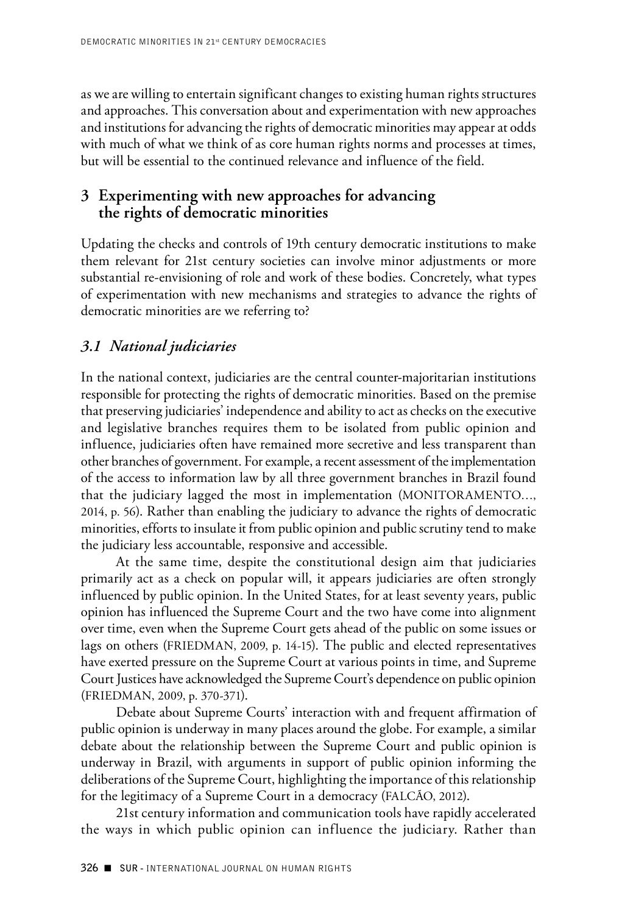as we are willing to entertain significant changes to existing human rights structures and approaches. This conversation about and experimentation with new approaches and institutions for advancing the rights of democratic minorities may appear at odds with much of what we think of as core human rights norms and processes at times, but will be essential to the continued relevance and influence of the field.

## 3 Experimenting with new approaches for advancing the rights of democratic minorities

Updating the checks and controls of 19th century democratic institutions to make them relevant for 21st century societies can involve minor adjustments or more substantial re-envisioning of role and work of these bodies. Concretely, what types of experimentation with new mechanisms and strategies to advance the rights of democratic minorities are we referring to?

### *3.1 National judiciaries*

In the national context, judiciaries are the central counter-majoritarian institutions responsible for protecting the rights of democratic minorities. Based on the premise that preserving judiciaries' independence and ability to act as checks on the executive and legislative branches requires them to be isolated from public opinion and influence, judiciaries often have remained more secretive and less transparent than other branches of government. For example, a recent assessment of the implementation of the access to information law by all three government branches in Brazil found that the judiciary lagged the most in implementation (MONITORAMENTO…, 2014, p. 56). Rather than enabling the judiciary to advance the rights of democratic minorities, efforts to insulate it from public opinion and public scrutiny tend to make the judiciary less accountable, responsive and accessible.

At the same time, despite the constitutional design aim that judiciaries primarily act as a check on popular will, it appears judiciaries are often strongly influenced by public opinion. In the United States, for at least seventy years, public opinion has influenced the Supreme Court and the two have come into alignment over time, even when the Supreme Court gets ahead of the public on some issues or lags on others (FRIEDMAN, 2009, p. 14-15). The public and elected representatives have exerted pressure on the Supreme Court at various points in time, and Supreme Court Justices have acknowledged the Supreme Court's dependence on public opinion (FRIEDMAN, 2009, p. 370-371).

Debate about Supreme Courts' interaction with and frequent affirmation of public opinion is underway in many places around the globe. For example, a similar debate about the relationship between the Supreme Court and public opinion is underway in Brazil, with arguments in support of public opinion informing the deliberations of the Supreme Court, highlighting the importance of this relationship for the legitimacy of a Supreme Court in a democracy (FALCÃO, 2012).

21st century information and communication tools have rapidly accelerated the ways in which public opinion can influence the judiciary. Rather than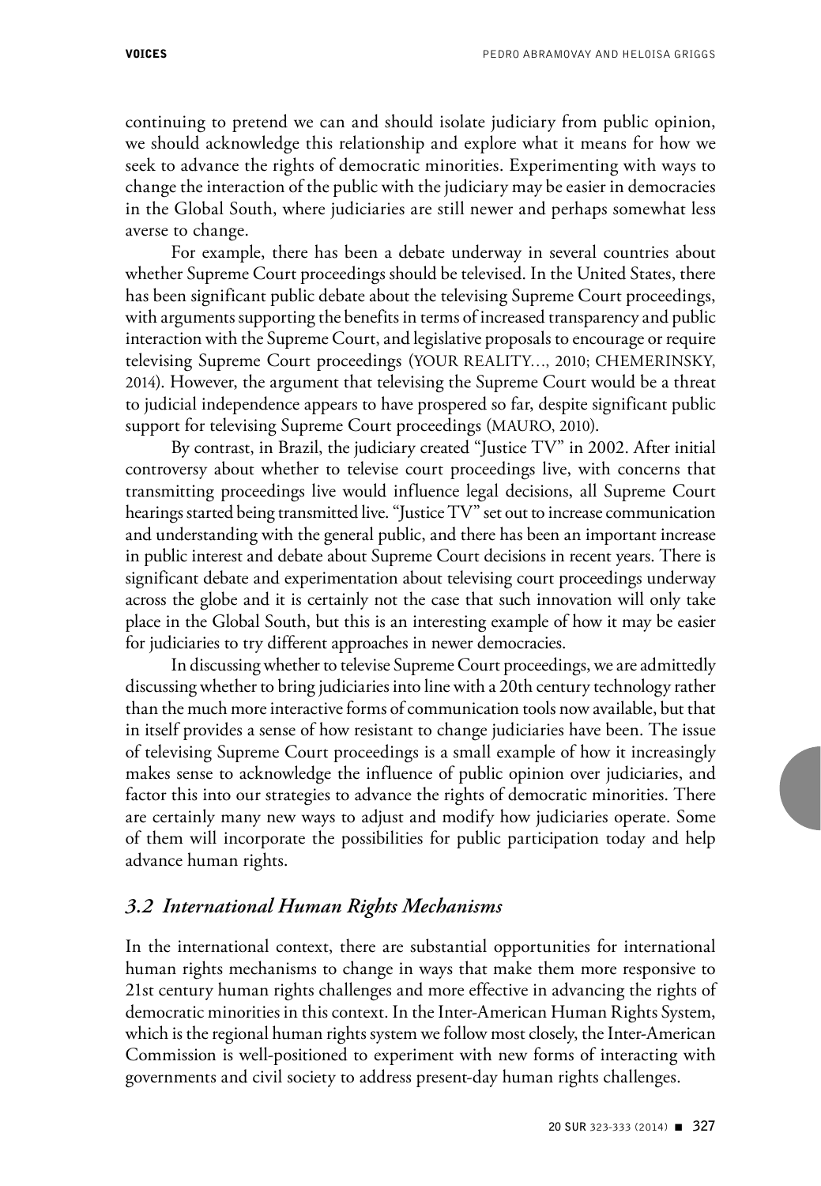continuing to pretend we can and should isolate judiciary from public opinion, we should acknowledge this relationship and explore what it means for how we seek to advance the rights of democratic minorities. Experimenting with ways to change the interaction of the public with the judiciary may be easier in democracies in the Global South, where judiciaries are still newer and perhaps somewhat less averse to change.

For example, there has been a debate underway in several countries about whether Supreme Court proceedings should be televised. In the United States, there has been significant public debate about the televising Supreme Court proceedings, with arguments supporting the benefits in terms of increased transparency and public interaction with the Supreme Court, and legislative proposals to encourage or require televising Supreme Court proceedings (YOUR REALITY…, 2010; CHEMERINSKY, 2014). However, the argument that televising the Supreme Court would be a threat to judicial independence appears to have prospered so far, despite significant public support for televising Supreme Court proceedings (MAURO, 2010).

By contrast, in Brazil, the judiciary created "Justice TV" in 2002. After initial controversy about whether to televise court proceedings live, with concerns that transmitting proceedings live would influence legal decisions, all Supreme Court hearings started being transmitted live. "Justice TV" set out to increase communication and understanding with the general public, and there has been an important increase in public interest and debate about Supreme Court decisions in recent years. There is significant debate and experimentation about televising court proceedings underway across the globe and it is certainly not the case that such innovation will only take place in the Global South, but this is an interesting example of how it may be easier for judiciaries to try different approaches in newer democracies.

In discussing whether to televise Supreme Court proceedings, we are admittedly discussing whether to bring judiciaries into line with a 20th century technology rather than the much more interactive forms of communication tools now available, but that in itself provides a sense of how resistant to change judiciaries have been. The issue of televising Supreme Court proceedings is a small example of how it increasingly makes sense to acknowledge the influence of public opinion over judiciaries, and factor this into our strategies to advance the rights of democratic minorities. There are certainly many new ways to adjust and modify how judiciaries operate. Some of them will incorporate the possibilities for public participation today and help advance human rights.

### *3.2 International Human Rights Mechanisms*

In the international context, there are substantial opportunities for international human rights mechanisms to change in ways that make them more responsive to 21st century human rights challenges and more effective in advancing the rights of democratic minorities in this context. In the Inter-American Human Rights System, which is the regional human rights system we follow most closely, the Inter-American Commission is well-positioned to experiment with new forms of interacting with governments and civil society to address present-day human rights challenges.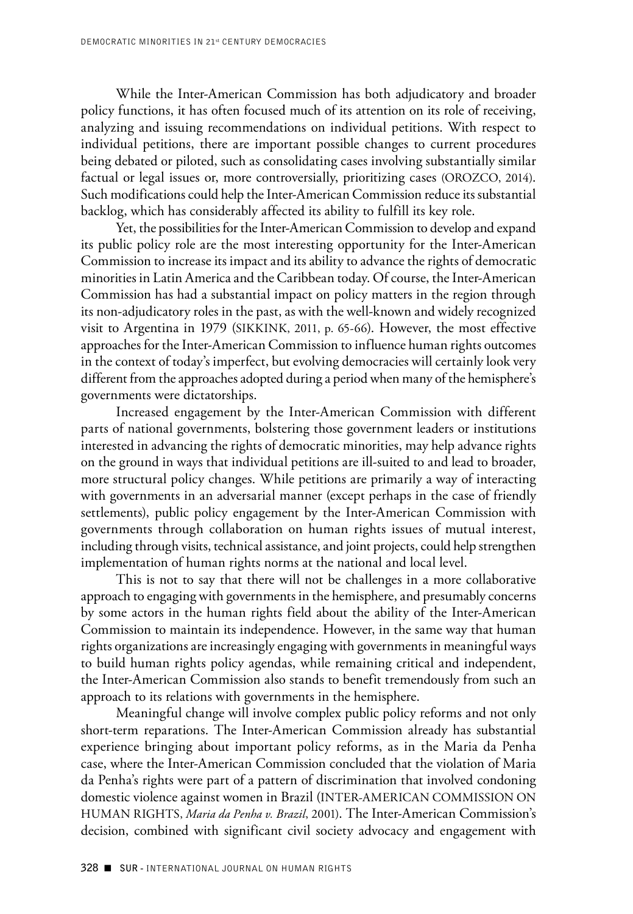While the Inter-American Commission has both adjudicatory and broader policy functions, it has often focused much of its attention on its role of receiving, analyzing and issuing recommendations on individual petitions. With respect to individual petitions, there are important possible changes to current procedures being debated or piloted, such as consolidating cases involving substantially similar factual or legal issues or, more controversially, prioritizing cases (OROZCO, 2014). Such modifications could help the Inter-American Commission reduce its substantial backlog, which has considerably affected its ability to fulfill its key role.

Yet, the possibilities for the Inter-American Commission to develop and expand its public policy role are the most interesting opportunity for the Inter-American Commission to increase its impact and its ability to advance the rights of democratic minorities in Latin America and the Caribbean today. Of course, the Inter-American Commission has had a substantial impact on policy matters in the region through its non-adjudicatory roles in the past, as with the well-known and widely recognized visit to Argentina in 1979 (SIKKINK, 2011, p. 65-66). However, the most effective approaches for the Inter-American Commission to influence human rights outcomes in the context of today's imperfect, but evolving democracies will certainly look very different from the approaches adopted during a period when many of the hemisphere's governments were dictatorships.

Increased engagement by the Inter-American Commission with different parts of national governments, bolstering those government leaders or institutions interested in advancing the rights of democratic minorities, may help advance rights on the ground in ways that individual petitions are ill-suited to and lead to broader, more structural policy changes. While petitions are primarily a way of interacting with governments in an adversarial manner (except perhaps in the case of friendly settlements), public policy engagement by the Inter-American Commission with governments through collaboration on human rights issues of mutual interest, including through visits, technical assistance, and joint projects, could help strengthen implementation of human rights norms at the national and local level.

This is not to say that there will not be challenges in a more collaborative approach to engaging with governments in the hemisphere, and presumably concerns by some actors in the human rights field about the ability of the Inter-American Commission to maintain its independence. However, in the same way that human rights organizations are increasingly engaging with governments in meaningful ways to build human rights policy agendas, while remaining critical and independent, the Inter-American Commission also stands to benefit tremendously from such an approach to its relations with governments in the hemisphere.

Meaningful change will involve complex public policy reforms and not only short-term reparations. The Inter-American Commission already has substantial experience bringing about important policy reforms, as in the Maria da Penha case, where the Inter-American Commission concluded that the violation of Maria da Penha's rights were part of a pattern of discrimination that involved condoning domestic violence against women in Brazil (INTER-AMERICAN COMMISSION ON HUMAN RIGHTS, *Maria da Penha v. Brazil*, 2001). The Inter-American Commission's decision, combined with significant civil society advocacy and engagement with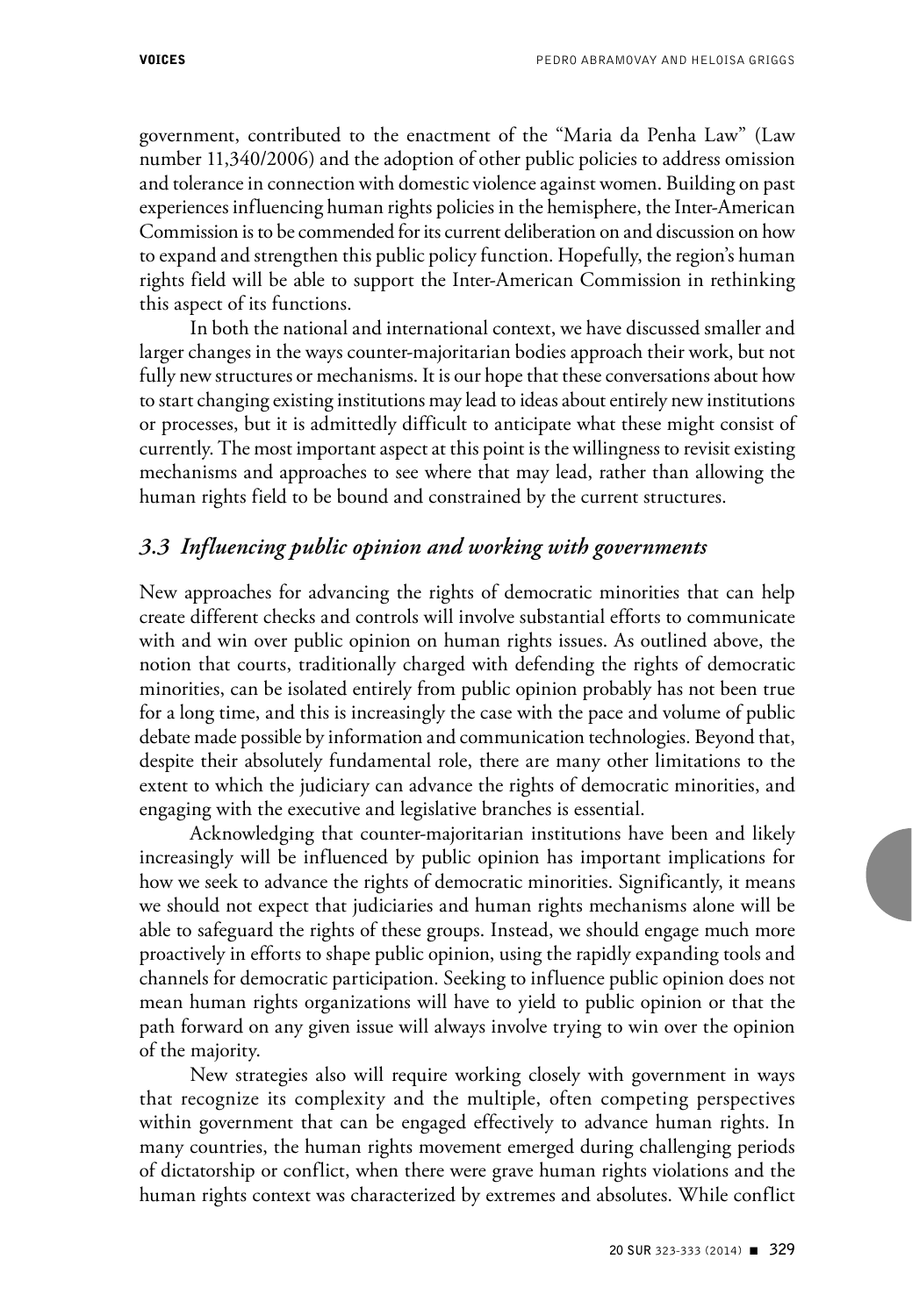government, contributed to the enactment of the "Maria da Penha Law" (Law number 11,340/2006) and the adoption of other public policies to address omission and tolerance in connection with domestic violence against women. Building on past experiences influencing human rights policies in the hemisphere, the Inter-American Commission is to be commended for its current deliberation on and discussion on how to expand and strengthen this public policy function. Hopefully, the region's human rights field will be able to support the Inter-American Commission in rethinking this aspect of its functions.

In both the national and international context, we have discussed smaller and larger changes in the ways counter-majoritarian bodies approach their work, but not fully new structures or mechanisms. It is our hope that these conversations about how to start changing existing institutions may lead to ideas about entirely new institutions or processes, but it is admittedly difficult to anticipate what these might consist of currently. The most important aspect at this point is the willingness to revisit existing mechanisms and approaches to see where that may lead, rather than allowing the human rights field to be bound and constrained by the current structures.

### *3.3 Influencing public opinion and working with governments*

New approaches for advancing the rights of democratic minorities that can help create different checks and controls will involve substantial efforts to communicate with and win over public opinion on human rights issues. As outlined above, the notion that courts, traditionally charged with defending the rights of democratic minorities, can be isolated entirely from public opinion probably has not been true for a long time, and this is increasingly the case with the pace and volume of public debate made possible by information and communication technologies. Beyond that, despite their absolutely fundamental role, there are many other limitations to the extent to which the judiciary can advance the rights of democratic minorities, and engaging with the executive and legislative branches is essential.

Acknowledging that counter-majoritarian institutions have been and likely increasingly will be influenced by public opinion has important implications for how we seek to advance the rights of democratic minorities. Significantly, it means we should not expect that judiciaries and human rights mechanisms alone will be able to safeguard the rights of these groups. Instead, we should engage much more proactively in efforts to shape public opinion, using the rapidly expanding tools and channels for democratic participation. Seeking to influence public opinion does not mean human rights organizations will have to yield to public opinion or that the path forward on any given issue will always involve trying to win over the opinion of the majority.

New strategies also will require working closely with government in ways that recognize its complexity and the multiple, often competing perspectives within government that can be engaged effectively to advance human rights. In many countries, the human rights movement emerged during challenging periods of dictatorship or conflict, when there were grave human rights violations and the human rights context was characterized by extremes and absolutes. While conflict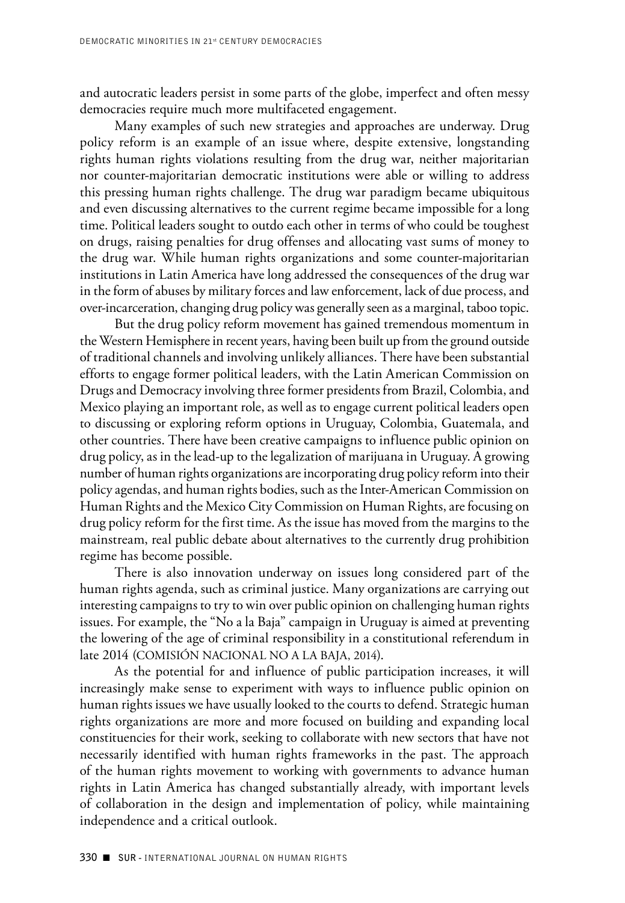and autocratic leaders persist in some parts of the globe, imperfect and often messy democracies require much more multifaceted engagement.

Many examples of such new strategies and approaches are underway. Drug policy reform is an example of an issue where, despite extensive, longstanding rights human rights violations resulting from the drug war, neither majoritarian nor counter-majoritarian democratic institutions were able or willing to address this pressing human rights challenge. The drug war paradigm became ubiquitous and even discussing alternatives to the current regime became impossible for a long time. Political leaders sought to outdo each other in terms of who could be toughest on drugs, raising penalties for drug offenses and allocating vast sums of money to the drug war. While human rights organizations and some counter-majoritarian institutions in Latin America have long addressed the consequences of the drug war in the form of abuses by military forces and law enforcement, lack of due process, and over-incarceration, changing drug policy was generally seen as a marginal, taboo topic.

But the drug policy reform movement has gained tremendous momentum in the Western Hemisphere in recent years, having been built up from the ground outside of traditional channels and involving unlikely alliances. There have been substantial efforts to engage former political leaders, with the Latin American Commission on Drugs and Democracy involving three former presidents from Brazil, Colombia, and Mexico playing an important role, as well as to engage current political leaders open to discussing or exploring reform options in Uruguay, Colombia, Guatemala, and other countries. There have been creative campaigns to influence public opinion on drug policy, as in the lead-up to the legalization of marijuana in Uruguay. A growing number of human rights organizations are incorporating drug policy reform into their policy agendas, and human rights bodies, such as the Inter-American Commission on Human Rights and the Mexico City Commission on Human Rights, are focusing on drug policy reform for the first time. As the issue has moved from the margins to the mainstream, real public debate about alternatives to the currently drug prohibition regime has become possible.

There is also innovation underway on issues long considered part of the human rights agenda, such as criminal justice. Many organizations are carrying out interesting campaigns to try to win over public opinion on challenging human rights issues. For example, the "No a la Baja" campaign in Uruguay is aimed at preventing the lowering of the age of criminal responsibility in a constitutional referendum in late 2014 (COMISIÓN NACIONAL NO A LA BAJA, 2014).

As the potential for and influence of public participation increases, it will increasingly make sense to experiment with ways to influence public opinion on human rights issues we have usually looked to the courts to defend. Strategic human rights organizations are more and more focused on building and expanding local constituencies for their work, seeking to collaborate with new sectors that have not necessarily identified with human rights frameworks in the past. The approach of the human rights movement to working with governments to advance human rights in Latin America has changed substantially already, with important levels of collaboration in the design and implementation of policy, while maintaining independence and a critical outlook.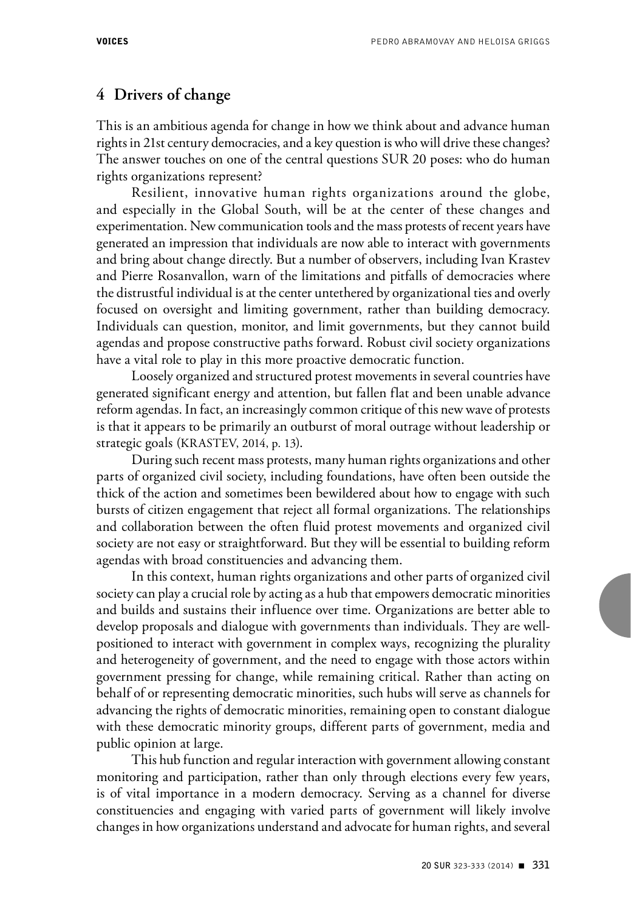## 4 Drivers of change

This is an ambitious agenda for change in how we think about and advance human rights in 21st century democracies, and a key question is who will drive these changes? The answer touches on one of the central questions SUR 20 poses: who do human rights organizations represent?

Resilient, innovative human rights organizations around the globe, and especially in the Global South, will be at the center of these changes and experimentation. New communication tools and the mass protests of recent years have generated an impression that individuals are now able to interact with governments and bring about change directly. But a number of observers, including Ivan Krastev and Pierre Rosanvallon, warn of the limitations and pitfalls of democracies where the distrustful individual is at the center untethered by organizational ties and overly focused on oversight and limiting government, rather than building democracy. Individuals can question, monitor, and limit governments, but they cannot build agendas and propose constructive paths forward. Robust civil society organizations have a vital role to play in this more proactive democratic function.

Loosely organized and structured protest movements in several countries have generated significant energy and attention, but fallen flat and been unable advance reform agendas. In fact, an increasingly common critique of this new wave of protests is that it appears to be primarily an outburst of moral outrage without leadership or strategic goals (KRASTEV, 2014, p. 13).

During such recent mass protests, many human rights organizations and other parts of organized civil society, including foundations, have often been outside the thick of the action and sometimes been bewildered about how to engage with such bursts of citizen engagement that reject all formal organizations. The relationships and collaboration between the often fluid protest movements and organized civil society are not easy or straightforward. But they will be essential to building reform agendas with broad constituencies and advancing them.

In this context, human rights organizations and other parts of organized civil society can play a crucial role by acting as a hub that empowers democratic minorities and builds and sustains their influence over time. Organizations are better able to develop proposals and dialogue with governments than individuals. They are well-positioned to interact with government in complex ways, recognizing the plurality and heterogeneity of government, and the need to engage with those actors within government pressing for change, while remaining critical. Rather than acting on behalf of or representing democratic minorities, such hubs will serve as channels for advancing the rights of democratic minorities, remaining open to constant dialogue with these democratic minority groups, different parts of government, media and public opinion at large.

This hub function and regular interaction with government allowing constant monitoring and participation, rather than only through elections every few years, is of vital importance in a modern democracy. Serving as a channel for diverse constituencies and engaging with varied parts of government will likely involve changes in how organizations understand and advocate for human rights, and several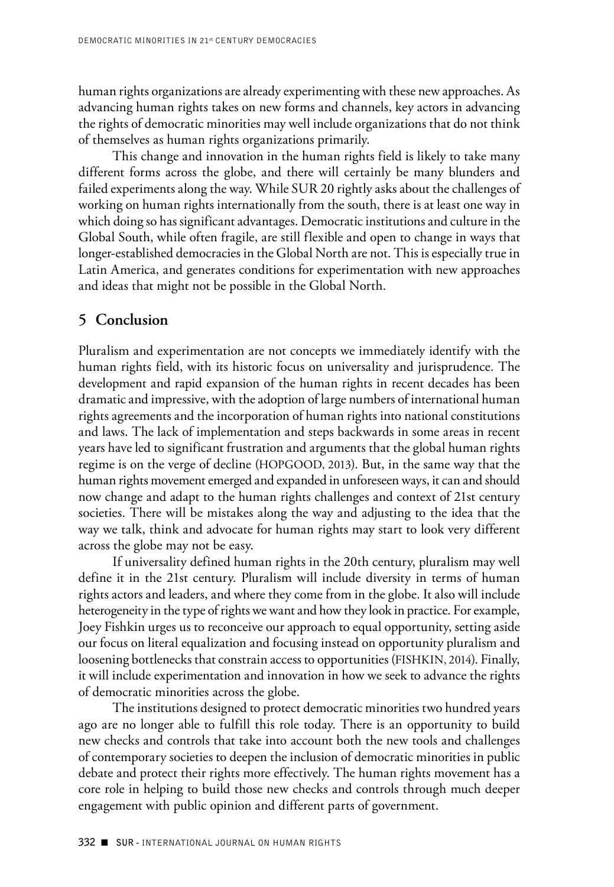human rights organizations are already experimenting with these new approaches. As advancing human rights takes on new forms and channels, key actors in advancing the rights of democratic minorities may well include organizations that do not think of themselves as human rights organizations primarily.

This change and innovation in the human rights field is likely to take many different forms across the globe, and there will certainly be many blunders and failed experiments along the way. While SUR 20 rightly asks about the challenges of working on human rights internationally from the south, there is at least one way in which doing so has significant advantages. Democratic institutions and culture in the Global South, while often fragile, are still flexible and open to change in ways that longer-established democracies in the Global North are not. This is especially true in Latin America, and generates conditions for experimentation with new approaches and ideas that might not be possible in the Global North.

## 5 Conclusion

Pluralism and experimentation are not concepts we immediately identify with the human rights field, with its historic focus on universality and jurisprudence. The development and rapid expansion of the human rights in recent decades has been dramatic and impressive, with the adoption of large numbers of international human rights agreements and the incorporation of human rights into national constitutions and laws. The lack of implementation and steps backwards in some areas in recent years have led to significant frustration and arguments that the global human rights regime is on the verge of decline (HOPGOOD, 2013). But, in the same way that the human rights movement emerged and expanded in unforeseen ways, it can and should now change and adapt to the human rights challenges and context of 21st century societies. There will be mistakes along the way and adjusting to the idea that the way we talk, think and advocate for human rights may start to look very different across the globe may not be easy.

If universality defined human rights in the 20th century, pluralism may well define it in the 21st century. Pluralism will include diversity in terms of human rights actors and leaders, and where they come from in the globe. It also will include heterogeneity in the type of rights we want and how they look in practice. For example, Joey Fishkin urges us to reconceive our approach to equal opportunity, setting aside our focus on literal equalization and focusing instead on opportunity pluralism and loosening bottlenecks that constrain access to opportunities (FISHKIN, 2014). Finally, it will include experimentation and innovation in how we seek to advance the rights of democratic minorities across the globe.

The institutions designed to protect democratic minorities two hundred years ago are no longer able to fulfill this role today. There is an opportunity to build new checks and controls that take into account both the new tools and challenges of contemporary societies to deepen the inclusion of democratic minorities in public debate and protect their rights more effectively. The human rights movement has a core role in helping to build those new checks and controls through much deeper engagement with public opinion and different parts of government.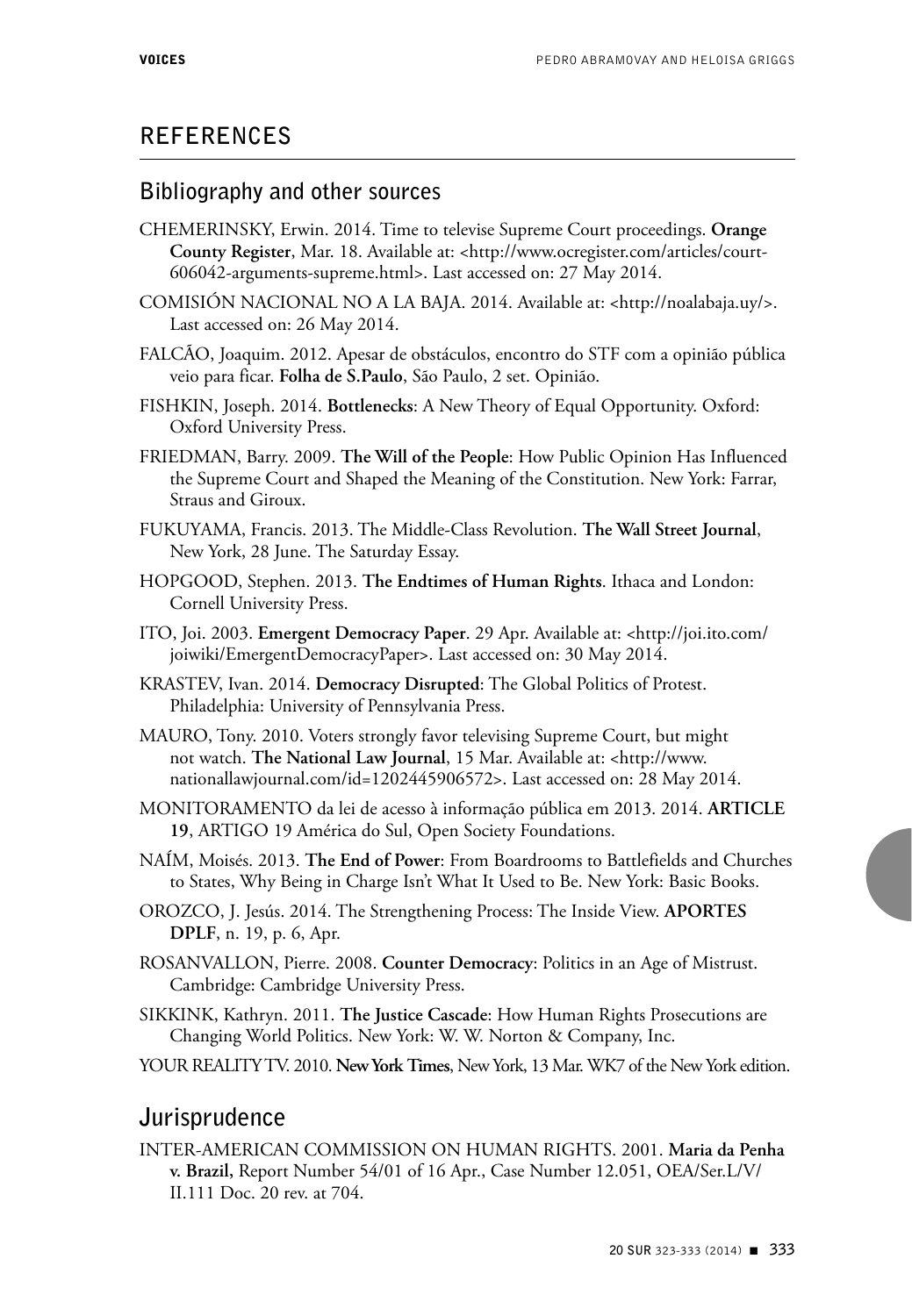## REFERENCES

### Bibliography and other sources

CHEMERINSKY, Erwin. 2014. Time to televise Supreme Court proceedings. **Orange County Register**, Mar. 18. Available at: <http://www.ocregister.com/articles/court-606042-arguments-supreme.html>. Last accessed on: 27 May 2014.

COMISIÓN NACIONAL NO A LA BAJA. 2014. Available at: <http://noalabaja.uy/>. Last accessed on: 26 May 2014.

FALCÃO, Joaquim. 2012. Apesar de obstáculos, encontro do STF com a opinião pública veio para ficar. **Folha de S.Paulo**, São Paulo, 2 set. Opinião.

FISHKIN, Joseph. 2014. **Bottlenecks**: A New Theory of Equal Opportunity. Oxford: Oxford University Press.

FRIEDMAN, Barry. 2009. **The Will of the People**: How Public Opinion Has Influenced the Supreme Court and Shaped the Meaning of the Constitution. New York: Farrar, Straus and Giroux.

FUKUYAMA, Francis. 2013. The Middle-Class Revolution. **The Wall Street Journal**, New York, 28 June. The Saturday Essay.

HOPGOOD, Stephen. 2013. **The Endtimes of Human Rights**. Ithaca and London: Cornell University Press.

ITO, Joi. 2003. **Emergent Democracy Paper**. 29 Apr. Available at: <http://joi.ito.com/joiwiki/EmergentDemocracyPaper>. Last accessed on: 30 May 2014.

KRASTEV, Ivan. 2014. **Democracy Disrupted**: The Global Politics of Protest. Philadelphia: University of Pennsylvania Press.

MAURO, Tony. 2010. Voters strongly favor televising Supreme Court, but might not watch. **The National Law Journal**, 15 Mar. Available at: <http://www.nationallawjournal.com/id=1202445906572>. Last accessed on: 28 May 2014.

MONITORAMENTO da lei de acesso à informação pública em 2013. 2014. **ARTICLE 19**, ARTIGO 19 América do Sul, Open Society Foundations.

NAÍM, Moisés. 2013. **The End of Power**: From Boardrooms to Battlefields and Churches to States, Why Being in Charge Isn't What It Used to Be. New York: Basic Books.

OROZCO, J. Jesús. 2014. The Strengthening Process: The Inside View. **APORTES DPLF**, n. 19, p. 6, Apr.

ROSANVALLON, Pierre. 2008. **Counter Democracy**: Politics in an Age of Mistrust. Cambridge: Cambridge University Press.

SIKKINK, Kathryn. 2011. **The Justice Cascade**: How Human Rights Prosecutions are Changing World Politics. New York: W. W. Norton & Company, Inc.

YOUR REALITY TV. 2010. **New York Times**, New York, 13 Mar. WK7 of the New York edition.

### Jurisprudence

INTER-AMERICAN COMMISSION ON HUMAN RIGHTS. 2001. **Maria da Penha v. Brazil,** Report Number 54/01 of 16 Apr., Case Number 12.051, OEA/Ser.L/V/II.111 Doc. 20 rev. at 704.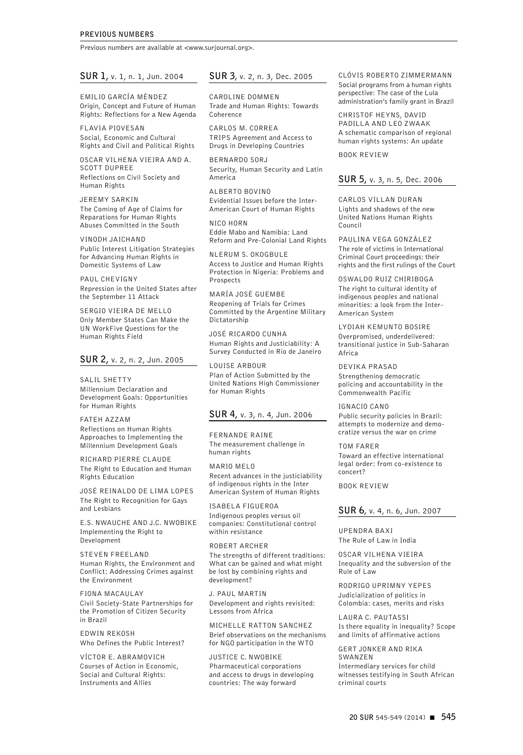## PREVIOUS NUMBERS

Previous numbers are available at <www.surjournal.org>.

### SUR 1, v. 1, n. 1, Jun. 2004

EMILIO GARCÍA MÉNDEZ
Origin, Concept and Future of Human Rights: Reflections for a New Agenda

FLAVIA PIOVESAN
Social, Economic and Cultural Rights and Civil and Political Rights

OSCAR VILHENA VIEIRA AND A. SCOTT DUPREE
Reflections on Civil Society and Human Rights

JEREMY SARKIN
The Coming of Age of Claims for Reparations for Human Rights Abuses Committed in the South

VINODH JAICHAND
Public Interest Litigation Strategies for Advancing Human Rights in Domestic Systems of Law

PAUL CHEVIGNY
Repression in the United States after the September 11 Attack

SERGIO VIEIRA DE MELLO
Only Member States Can Make the UN WorkFive Questions for the Human Rights Field

### SUR 2, v. 2, n. 2, Jun. 2005

SALIL SHETTY
Millennium Declaration and Development Goals: Opportunities for Human Rights

FATEH AZZAM
Reflections on Human Rights Approaches to Implementing the Millennium Development Goals

RICHARD PIERRE CLAUDE
The Right to Education and Human Rights Education

JOSÉ REINALDO DE LIMA LOPES
The Right to Recognition for Gays and Lesbians

E.S. NWAUCHE AND J.C. NWOBIKE
Implementing the Right to Development

STEVEN FREELAND
Human Rights, the Environment and Conflict: Addressing Crimes against the Environment

FIONA MACAULAY
Civil Society-State Partnerships for the Promotion of Citizen Security in Brazil

EDWIN REKOSH
Who Defines the Public Interest?

VÍCTOR E. ABRAMOVICH
Courses of Action in Economic, Social and Cultural Rights: Instruments and Allies

### SUR 3, v. 2, n. 3, Dec. 2005

CAROLINE DOMMEN
Trade and Human Rights: Towards Coherence

CARLOS M. CORREA
TRIPS Agreement and Access to Drugs in Developing Countries

BERNARDO SORJ
Security, Human Security and Latin America

ALBERTO BOVINO
Evidential Issues before the Inter-American Court of Human Rights

NICO HORN
Eddie Mabo and Namibia: Land Reform and Pre-Colonial Land Rights

NLERUM S. OKOGBULE
Access to Justice and Human Rights Protection in Nigeria: Problems and Prospects

MARÍA JOSÉ GUEMBE
Reopening of Trials for Crimes Committed by the Argentine Military Dictatorship

JOSÉ RICARDO CUNHA
Human Rights and Justiciability: A Survey Conducted in Rio de Janeiro

LOUISE ARBOUR
Plan of Action Submitted by the United Nations High Commissioner for Human Rights

### SUR 4, v. 3, n. 4, Jun. 2006

FERNANDE RAINE
The measurement challenge in human rights

MARIO MELO
Recent advances in the justiciability of indigenous rights in the Inter American System of Human Rights

ISABELA FIGUEROA
Indigenous peoples versus oil companies: Constitutional control within resistance

ROBERT ARCHER
The strengths of different traditions: What can be gained and what might be lost by combining rights and development?

J. PAUL MARTIN
Development and rights revisited: Lessons from Africa

MICHELLE RATTON SANCHEZ
Brief observations on the mechanisms for NGO participation in the WTO

JUSTICE C. NWOBIKE
Pharmaceutical corporations and access to drugs in developing countries: The way forward

CLÓVIS ROBERTO ZIMMERMANN
Social programs from a human rights perspective: The case of the Lula administration's family grant in Brazil

CHRISTOF HEYNS, DAVID PADILLA AND LEO ZWAAK
A schematic comparison of regional human rights systems: An update

BOOK REVIEW

### SUR 5, v. 3, n. 5, Dec. 2006

CARLOS VILLAN DURAN
Lights and shadows of the new United Nations Human Rights Council

PAULINA VEGA GONZÁLEZ
The role of victims in International Criminal Court proceedings: their rights and the first rulings of the Court

OSWALDO RUIZ CHIRIBOGA
The right to cultural identity of indigenous peoples and national minorities: a look from the Inter-American System

LYDIAH KEMUNTO BOSIRE
Overpromised, underdelivered: transitional justice in Sub-Saharan Africa

DEVIKA PRASAD
Strengthening democratic policing and accountability in the Commonwealth Pacific

IGNACIO CANO
Public security policies in Brazil: attempts to modernize and democratize versus the war on crime

TOM FARER
Toward an effective international legal order: from co-existence to concert?

BOOK REVIEW

### SUR 6, v. 4, n. 6, Jun. 2007

UPENDRA BAXI
The Rule of Law in India

OSCAR VILHENA VIEIRA
Inequality and the subversion of the Rule of Law

RODRIGO UPRIMNY YEPES
Judicialization of politics in Colombia: cases, merits and risks

LAURA C. PAUTASSI
Is there equality in inequality? Scope and limits of affirmative actions

GERT JONKER AND RIKA SWANZEN
Intermediary services for child witnesses testifying in South African criminal courts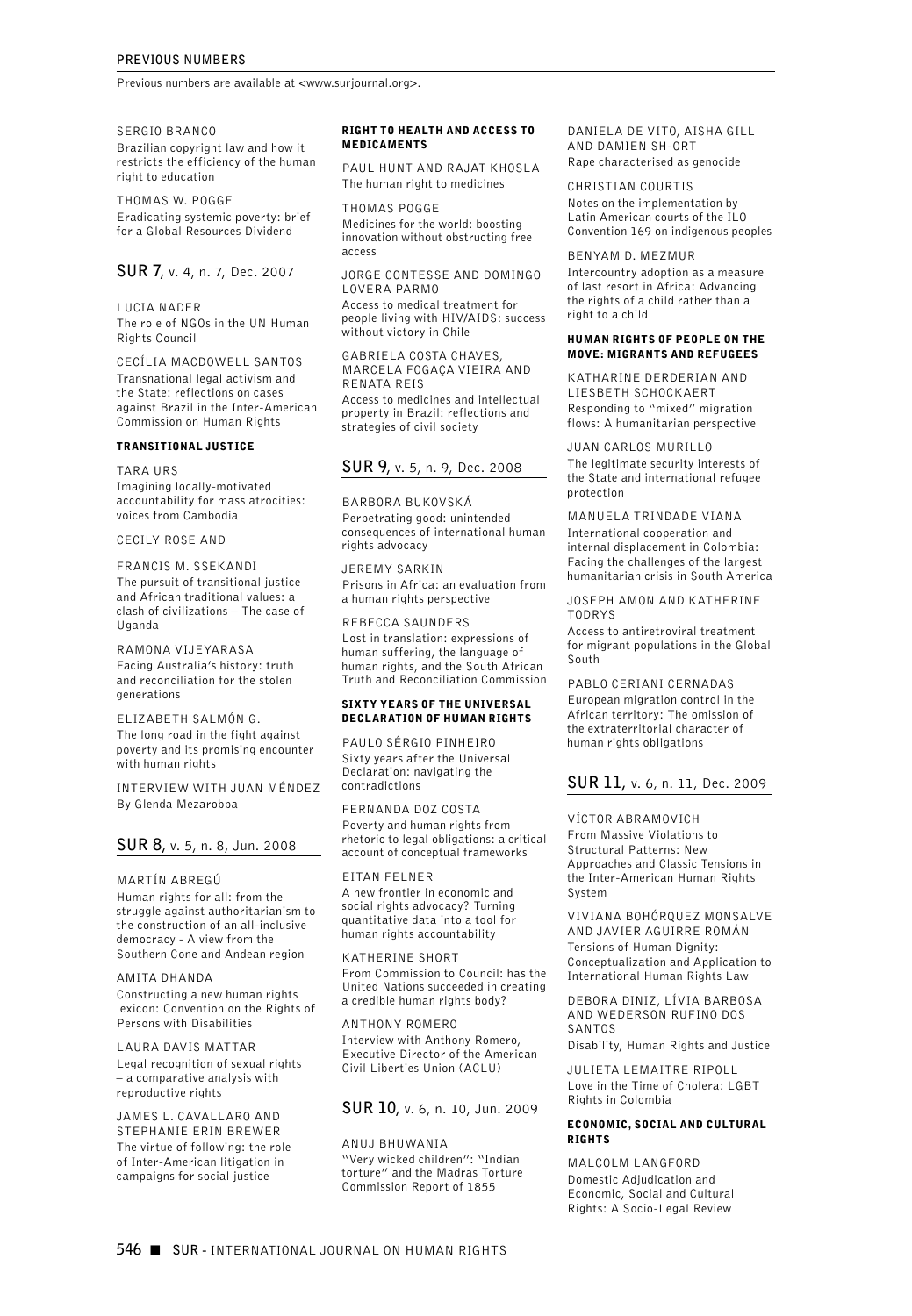## PREVIOUS NUMBERS

Previous numbers are available at <www.surjournal.org>.

SERGIO BRANCO
Brazilian copyright law and how it restricts the efficiency of the human right to education

THOMAS W. POGGE
Eradicating systemic poverty: brief for a Global Resources Dividend

## SUR 7, v. 4, n. 7, Dec. 2007

LUCIA NADER
The role of NGOs in the UN Human Rights Council

CECÍLIA MACDOWELL SANTOS
Transnational legal activism and the State: reflections on cases against Brazil in the Inter-American Commission on Human Rights

### TRANSITIONAL JUSTICE

TARA URS
Imagining locally-motivated accountability for mass atrocities: voices from Cambodia

CECILY ROSE AND

FRANCIS M. SSEKANDI
The pursuit of transitional justice and African traditional values: a clash of civilizations – The case of Uganda

RAMONA VIJEYARASA
Facing Australia's history: truth and reconciliation for the stolen generations

ELIZABETH SALMÓN G.
The long road in the fight against poverty and its promising encounter with human rights

INTERVIEW WITH JUAN MÉNDEZ
By Glenda Mezarobba

## SUR 8, v. 5, n. 8, Jun. 2008

MARTÍN ABREGÚ
Human rights for all: from the struggle against authoritarianism to the construction of an all-inclusive democracy - A view from the Southern Cone and Andean region

AMITA DHANDA
Constructing a new human rights lexicon: Convention on the Rights of Persons with Disabilities

LAURA DAVIS MATTAR
Legal recognition of sexual rights – a comparative analysis with reproductive rights

JAMES L. CAVALLARO AND STEPHANIE ERIN BREWER
The virtue of following: the role of Inter-American litigation in campaigns for social justice

### RIGHT TO HEALTH AND ACCESS TO MEDICAMENTS

PAUL HUNT AND RAJAT KHOSLA
The human right to medicines

THOMAS POGGE
Medicines for the world: boosting innovation without obstructing free access

JORGE CONTESSE AND DOMINGO LOVERA PARMO
Access to medical treatment for people living with HIV/AIDS: success without victory in Chile

GABRIELA COSTA CHAVES, MARCELA FOGAÇA VIEIRA AND RENATA REIS
Access to medicines and intellectual property in Brazil: reflections and strategies of civil society

## SUR 9, v. 5, n. 9, Dec. 2008

BARBORA BUKOVSKÁ
Perpetrating good: unintended consequences of international human rights advocacy

JEREMY SARKIN
Prisons in Africa: an evaluation from a human rights perspective

REBECCA SAUNDERS
Lost in translation: expressions of human suffering, the language of human rights, and the South African Truth and Reconciliation Commission

### SIXTY YEARS OF THE UNIVERSAL DECLARATION OF HUMAN RIGHTS

PAULO SÉRGIO PINHEIRO
Sixty years after the Universal Declaration: navigating the contradictions

FERNANDA DOZ COSTA
Poverty and human rights from rhetoric to legal obligations: a critical account of conceptual frameworks

EITAN FELNER
A new frontier in economic and social rights advocacy? Turning quantitative data into a tool for human rights accountability

KATHERINE SHORT
From Commission to Council: has the United Nations succeeded in creating a credible human rights body?

ANTHONY ROMERO
Interview with Anthony Romero, Executive Director of the American Civil Liberties Union (ACLU)

## SUR 10, v. 6, n. 10, Jun. 2009

ANUJ BHUWANIA
"Very wicked children": "Indian torture" and the Madras Torture Commission Report of 1855

DANIELA DE VITO, AISHA GILL AND DAMIEN SH-ORT
Rape characterised as genocide

CHRISTIAN COURTIS
Notes on the implementation by Latin American courts of the ILO Convention 169 on indigenous peoples

BENYAM D. MEZMUR
Intercountry adoption as a measure of last resort in Africa: Advancing the rights of a child rather than a right to a child

### HUMAN RIGHTS OF PEOPLE ON THE MOVE: MIGRANTS AND REFUGEES

KATHARINE DERDERIAN AND LIESBETH SCHOCKAERT
Responding to "mixed" migration flows: A humanitarian perspective

JUAN CARLOS MURILLO
The legitimate security interests of the State and international refugee protection

MANUELA TRINDADE VIANA
International cooperation and internal displacement in Colombia: Facing the challenges of the largest humanitarian crisis in South America

JOSEPH AMON AND KATHERINE TODRYS
Access to antiretroviral treatment for migrant populations in the Global South

PABLO CERIANI CERNADAS
European migration control in the African territory: The omission of the extraterritorial character of human rights obligations

## SUR 11, v. 6, n. 11, Dec. 2009

VÍCTOR ABRAMOVICH
From Massive Violations to Structural Patterns: New Approaches and Classic Tensions in the Inter-American Human Rights System

VIVIANA BOHÓRQUEZ MONSALVE AND JAVIER AGUIRRE ROMÁN
Tensions of Human Dignity: Conceptualization and Application to International Human Rights Law

DEBORA DINIZ, LÍVIA BARBOSA AND WEDERSON RUFINO DOS SANTOS
Disability, Human Rights and Justice

JULIETA LEMAITRE RIPOLL
Love in the Time of Cholera: LGBT Rights in Colombia

### ECONOMIC, SOCIAL AND CULTURAL RIGHTS

MALCOLM LANGFORD
Domestic Adjudication and Economic, Social and Cultural Rights: A Socio-Legal Review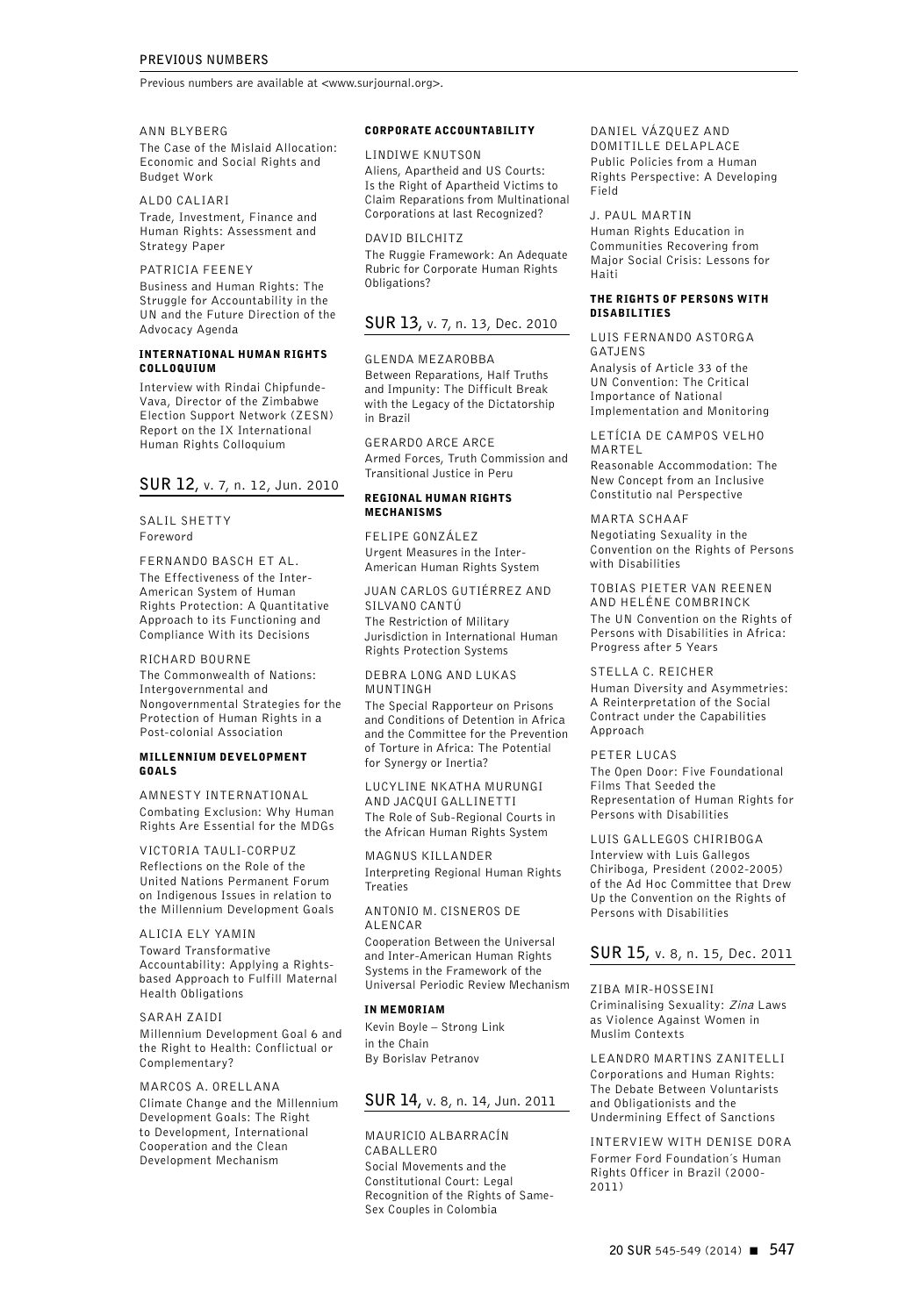## PREVIOUS NUMBERS

Previous numbers are available at <www.surjournal.org>.

ANN BLYBERG
The Case of the Mislaid Allocation: Economic and Social Rights and Budget Work

ALDO CALIARI
Trade, Investment, Finance and Human Rights: Assessment and Strategy Paper

PATRICIA FEENEY
Business and Human Rights: The Struggle for Accountability in the UN and the Future Direction of the Advocacy Agenda

**INTERNATIONAL HUMAN RIGHTS COLLOQUIUM**

Interview with Rindai Chipfunde-Vava, Director of the Zimbabwe Election Support Network (ZESN) Report on the IX International Human Rights Colloquium

### SUR 12, v. 7, n. 12, Jun. 2010

SALIL SHETTY
Foreword

FERNANDO BASCH ET AL.
The Effectiveness of the Inter-American System of Human Rights Protection: A Quantitative Approach to its Functioning and Compliance With its Decisions

RICHARD BOURNE
The Commonwealth of Nations: Intergovernmental and Nongovernmental Strategies for the Protection of Human Rights in a Post-colonial Association

**MILLENNIUM DEVELOPMENT GOALS**

AMNESTY INTERNATIONAL
Combating Exclusion: Why Human Rights Are Essential for the MDGs

VICTORIA TAULI-CORPUZ
Reflections on the Role of the United Nations Permanent Forum on Indigenous Issues in relation to the Millennium Development Goals

ALICIA ELY YAMIN
Toward Transformative Accountability: Applying a Rights-based Approach to Fulfill Maternal Health Obligations

SARAH ZAIDI
Millennium Development Goal 6 and the Right to Health: Conflictual or Complementary?

MARCOS A. ORELLANA
Climate Change and the Millennium Development Goals: The Right to Development, International Cooperation and the Clean Development Mechanism

**CORPORATE ACCOUNTABILITY**

LINDIWE KNUTSON
Aliens, Apartheid and US Courts: Is the Right of Apartheid Victims to Claim Reparations from Multinational Corporations at last Recognized?

DAVID BILCHITZ
The Ruggie Framework: An Adequate Rubric for Corporate Human Rights Obligations?

### SUR 13, v. 7, n. 13, Dec. 2010

GLENDA MEZAROBBA
Between Reparations, Half Truths and Impunity: The Difficult Break with the Legacy of the Dictatorship in Brazil

GERARDO ARCE ARCE
Armed Forces, Truth Commission and Transitional Justice in Peru

**REGIONAL HUMAN RIGHTS MECHANISMS**

FELIPE GONZÁLEZ
Urgent Measures in the Inter-American Human Rights System

JUAN CARLOS GUTIÉRREZ AND SILVANO CANTÚ
The Restriction of Military Jurisdiction in International Human Rights Protection Systems

DEBRA LONG AND LUKAS MUNTINGH
The Special Rapporteur on Prisons and Conditions of Detention in Africa and the Committee for the Prevention of Torture in Africa: The Potential for Synergy or Inertia?

LUCYLINE NKATHA MURUNGI AND JACQUI GALLINETTI
The Role of Sub-Regional Courts in the African Human Rights System

MAGNUS KILLANDER
Interpreting Regional Human Rights Treaties

ANTONIO M. CISNEROS DE ALENCAR
Cooperation Between the Universal and Inter-American Human Rights Systems in the Framework of the Universal Periodic Review Mechanism

**IN MEMORIAM**

Kevin Boyle – Strong Link in the Chain
By Borislav Petranov

### SUR 14, v. 8, n. 14, Jun. 2011

MAURICIO ALBARRACÍN CABALLERO
Social Movements and the Constitutional Court: Legal Recognition of the Rights of Same-Sex Couples in Colombia

DANIEL VÁZQUEZ AND DOMITILLE DELAPLACE
Public Policies from a Human Rights Perspective: A Developing Field

J. PAUL MARTIN
Human Rights Education in Communities Recovering from Major Social Crisis: Lessons for Haiti

**THE RIGHTS OF PERSONS WITH DISABILITIES**

LUIS FERNANDO ASTORGA GATJENS
Analysis of Article 33 of the UN Convention: The Critical Importance of National Implementation and Monitoring

LETÍCIA DE CAMPOS VELHO MARTEL
Reasonable Accommodation: The New Concept from an Inclusive Constitutio nal Perspective

MARTA SCHAAF
Negotiating Sexuality in the Convention on the Rights of Persons with Disabilities

TOBIAS PIETER VAN REENEN AND HELÉNE COMBRINCK
The UN Convention on the Rights of Persons with Disabilities in Africa: Progress after 5 Years

STELLA C. REICHER
Human Diversity and Asymmetries: A Reinterpretation of the Social Contract under the Capabilities Approach

PETER LUCAS
The Open Door: Five Foundational Films That Seeded the Representation of Human Rights for Persons with Disabilities

LUIS GALLEGOS CHIRIBOGA
Interview with Luis Gallegos Chiriboga, President (2002-2005) of the Ad Hoc Committee that Drew Up the Convention on the Rights of Persons with Disabilities

### SUR 15, v. 8, n. 15, Dec. 2011

ZIBA MIR-HOSSEINI
Criminalising Sexuality: *Zina* Laws as Violence Against Women in Muslim Contexts

LEANDRO MARTINS ZANITELLI
Corporations and Human Rights: The Debate Between Voluntarists and Obligationists and the Undermining Effect of Sanctions

INTERVIEW WITH DENISE DORA
Former Ford Foundation´s Human Rights Officer in Brazil (2000-2011)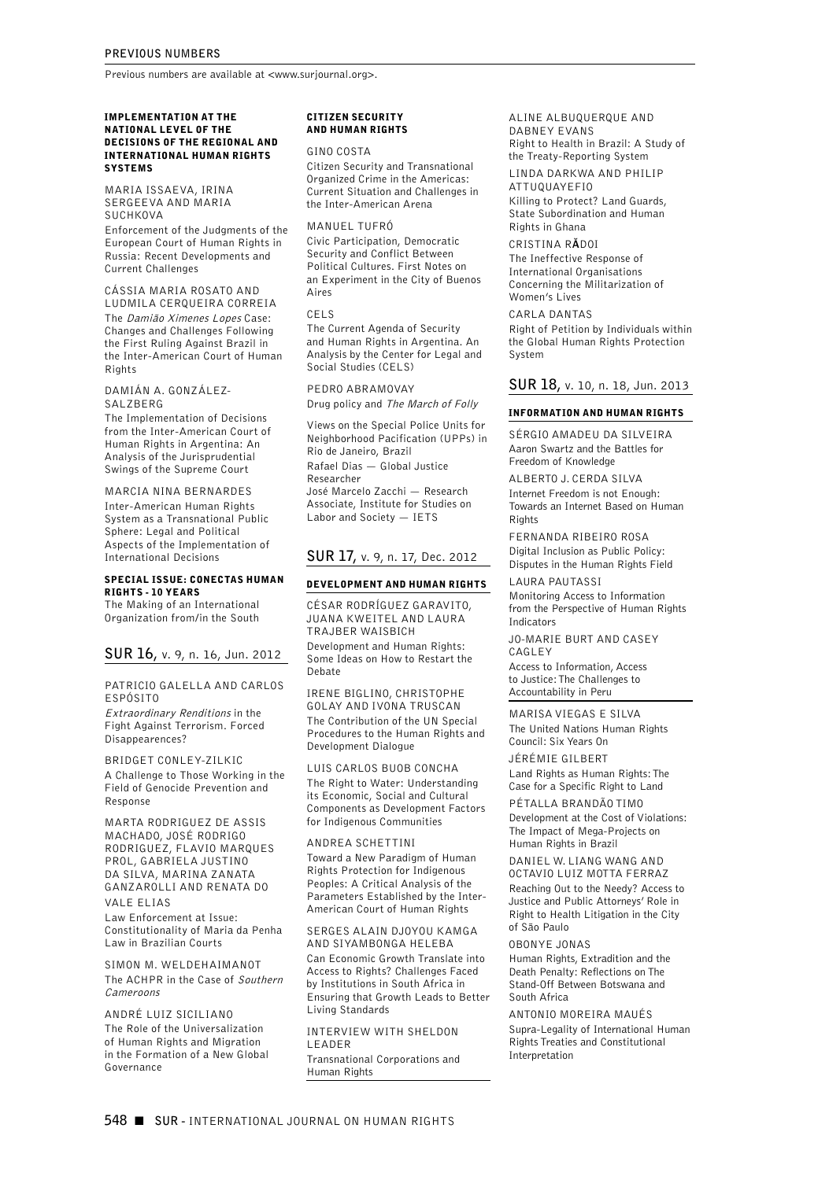## PREVIOUS NUMBERS

Previous numbers are available at <www.surjournal.org>.

### IMPLEMENTATION AT THE NATIONAL LEVEL OF THE DECISIONS OF THE REGIONAL AND INTERNATIONAL HUMAN RIGHTS SYSTEMS

MARIA ISSAEVA, IRINA SERGEEVA AND MARIA SUCHKOVA
Enforcement of the Judgments of the European Court of Human Rights in Russia: Recent Developments and Current Challenges

CÁSSIA MARIA ROSATO AND LUDMILA CERQUEIRA CORREIA
The *Damião Ximenes Lopes* Case: Changes and Challenges Following the First Ruling Against Brazil in the Inter-American Court of Human Rights

DAMIÁN A. GONZÁLEZ-SALZBERG
The Implementation of Decisions from the Inter-American Court of Human Rights in Argentina: An Analysis of the Jurisprudential Swings of the Supreme Court

MARCIA NINA BERNARDES
Inter-American Human Rights System as a Transnational Public Sphere: Legal and Political Aspects of the Implementation of International Decisions

### SPECIAL ISSUE: CONECTAS HUMAN RIGHTS - 10 YEARS

The Making of an International Organization from/in the South

## SUR 16, v. 9, n. 16, Jun. 2012

PATRICIO GALELLA AND CARLOS ESPÓSITO
*Extraordinary Renditions* in the Fight Against Terrorism. Forced Disappearences?

BRIDGET CONLEY-ZILKIC
A Challenge to Those Working in the Field of Genocide Prevention and Response

MARTA RODRIGUEZ DE ASSIS MACHADO, JOSÉ RODRIGO RODRIGUEZ, FLAVIO MARQUES PROL, GABRIELA JUSTINO DA SILVA, MARINA ZANATA GANZAROLLI AND RENATA DO VALE ELIAS
Law Enforcement at Issue: Constitutionality of Maria da Penha Law in Brazilian Courts

SIMON M. WELDEHAIMANOT
The ACHPR in the Case of *Southern Cameroons*

ANDRÉ LUIZ SICILIANO
The Role of the Universalization of Human Rights and Migration in the Formation of a New Global Governance

### CITIZEN SECURITY AND HUMAN RIGHTS

GINO COSTA
Citizen Security and Transnational Organized Crime in the Americas: Current Situation and Challenges in the Inter-American Arena

MANUEL TUFRÓ
Civic Participation, Democratic Security and Conflict Between Political Cultures. First Notes on an Experiment in the City of Buenos Aires

CELS
The Current Agenda of Security and Human Rights in Argentina. An Analysis by the Center for Legal and Social Studies (CELS)

PEDRO ABRAMOVAY
Drug policy and *The March of Folly*

Views on the Special Police Units for Neighborhood Pacification (UPPs) in Rio de Janeiro, Brazil
Rafael Dias — Global Justice Researcher
José Marcelo Zacchi — Research Associate, Institute for Studies on Labor and Society — IETS

## SUR 17, v. 9, n. 17, Dec. 2012

### DEVELOPMENT AND HUMAN RIGHTS

CÉSAR RODRÍGUEZ GARAVITO, JUANA KWEITEL AND LAURA TRAJBER WAISBICH
Development and Human Rights: Some Ideas on How to Restart the Debate

IRENE BIGLINO, CHRISTOPHE GOLAY AND IVONA TRUSCAN
The Contribution of the UN Special Procedures to the Human Rights and Development Dialogue

LUIS CARLOS BUOB CONCHA
The Right to Water: Understanding its Economic, Social and Cultural Components as Development Factors for Indigenous Communities

ANDREA SCHETTINI
Toward a New Paradigm of Human Rights Protection for Indigenous Peoples: A Critical Analysis of the Parameters Established by the Inter-American Court of Human Rights

SERGES ALAIN DJOYOU KAMGA AND SIYAMBONGA HELEBA
Can Economic Growth Translate into Access to Rights? Challenges Faced by Institutions in South Africa in Ensuring that Growth Leads to Better Living Standards

INTERVIEW WITH SHELDON LEADER
Transnational Corporations and Human Rights

ALINE ALBUQUERQUE AND DABNEY EVANS
Right to Health in Brazil: A Study of the Treaty-Reporting System

LINDA DARKWA AND PHILIP ATTUQUAYEFIO
Killing to Protect? Land Guards, State Subordination and Human Rights in Ghana

CRISTINA RĂDOI
The Ineffective Response of International Organisations Concerning the Militarization of Women's Lives

CARLA DANTAS
Right of Petition by Individuals within the Global Human Rights Protection System

## SUR 18, v. 10, n. 18, Jun. 2013

### INFORMATION AND HUMAN RIGHTS

SÉRGIO AMADEU DA SILVEIRA
Aaron Swartz and the Battles for Freedom of Knowledge

ALBERTO J. CERDA SILVA
Internet Freedom is not Enough: Towards an Internet Based on Human Rights

FERNANDA RIBEIRO ROSA
Digital Inclusion as Public Policy: Disputes in the Human Rights Field

LAURA PAUTASSI
Monitoring Access to Information from the Perspective of Human Rights Indicators

JO-MARIE BURT AND CASEY CAGLEY
Access to Information, Access to Justice: The Challenges to Accountability in Peru

MARISA VIEGAS E SILVA
The United Nations Human Rights Council: Six Years On

JÉRÉMIE GILBERT
Land Rights as Human Rights: The Case for a Specific Right to Land

PÉTALLA BRANDÃO TIMO
Development at the Cost of Violations: The Impact of Mega-Projects on Human Rights in Brazil

DANIEL W. LIANG WANG AND OCTAVIO LUIZ MOTTA FERRAZ
Reaching Out to the Needy? Access to Justice and Public Attorneys' Role in Right to Health Litigation in the City of São Paulo

OBONYE JONAS
Human Rights, Extradition and the Death Penalty: Reflections on The Stand-Off Between Botswana and South Africa

ANTONIO MOREIRA MAUÉS
Supra-Legality of International Human Rights Treaties and Constitutional Interpretation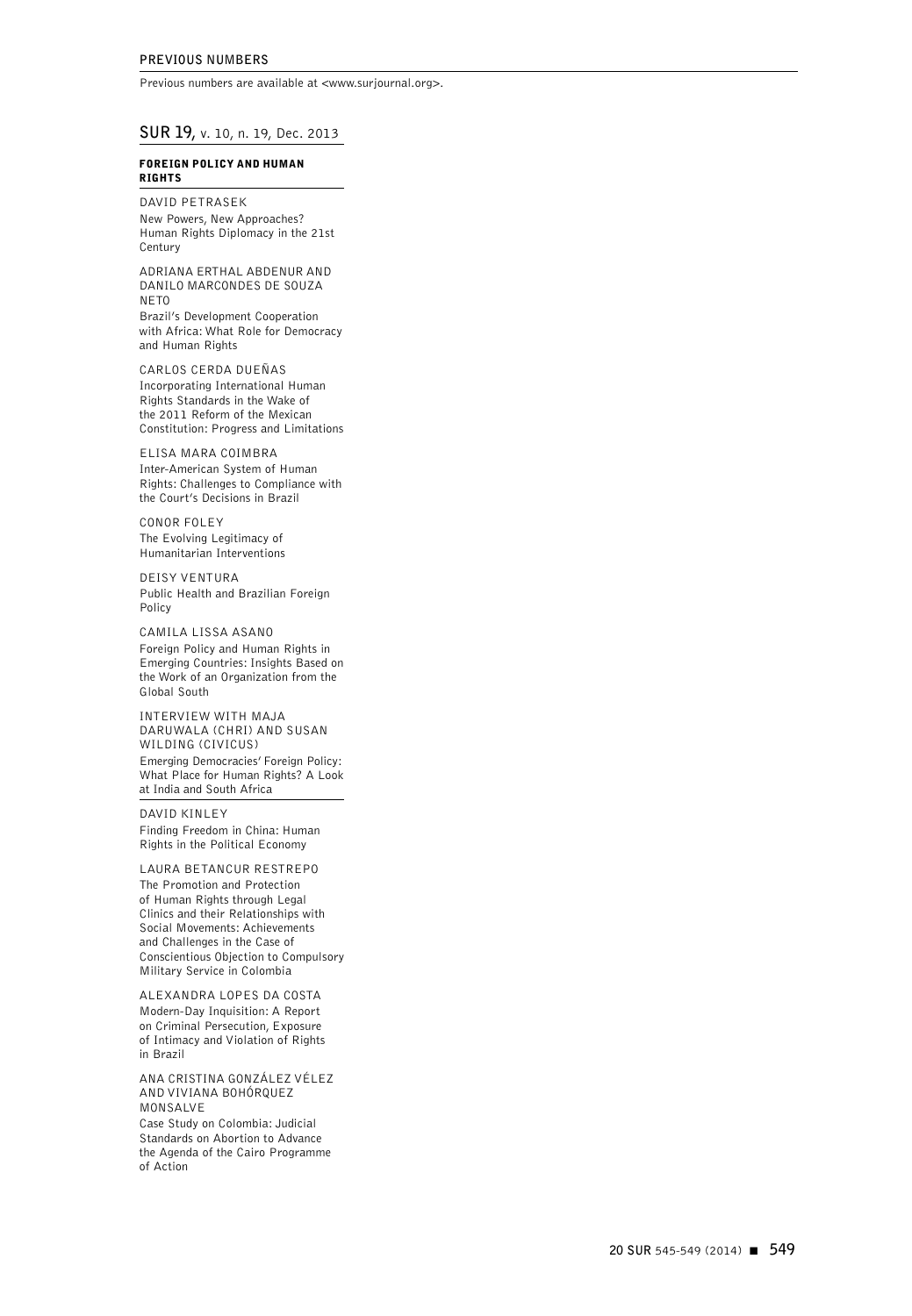## PREVIOUS NUMBERS

Previous numbers are available at <www.surjournal.org>.

## SUR 19, v. 10, n. 19, Dec. 2013

### FOREIGN POLICY AND HUMAN RIGHTS

DAVID PETRASEK
New Powers, New Approaches? Human Rights Diplomacy in the 21st Century

ADRIANA ERTHAL ABDENUR AND DANILO MARCONDES DE SOUZA NETO
Brazil's Development Cooperation with Africa: What Role for Democracy and Human Rights

CARLOS CERDA DUEÑAS
Incorporating International Human Rights Standards in the Wake of the 2011 Reform of the Mexican Constitution: Progress and Limitations

ELISA MARA COIMBRA
Inter-American System of Human Rights: Challenges to Compliance with the Court's Decisions in Brazil

CONOR FOLEY
The Evolving Legitimacy of Humanitarian Interventions

DEISY VENTURA
Public Health and Brazilian Foreign Policy

CAMILA LISSA ASANO
Foreign Policy and Human Rights in Emerging Countries: Insights Based on the Work of an Organization from the Global South

INTERVIEW WITH MAJA DARUWALA (CHRI) AND SUSAN WILDING (CIVICUS)
Emerging Democracies' Foreign Policy: What Place for Human Rights? A Look at India and South Africa

DAVID KINLEY
Finding Freedom in China: Human Rights in the Political Economy

LAURA BETANCUR RESTREPO
The Promotion and Protection of Human Rights through Legal Clinics and their Relationships with Social Movements: Achievements and Challenges in the Case of Conscientious Objection to Compulsory Military Service in Colombia

ALEXANDRA LOPES DA COSTA
Modern-Day Inquisition: A Report on Criminal Persecution, Exposure of Intimacy and Violation of Rights in Brazil

ANA CRISTINA GONZÁLEZ VÉLEZ AND VIVIANA BOHÓRQUEZ MONSALVE
Case Study on Colombia: Judicial Standards on Abortion to Advance the Agenda of the Cairo Programme of Action